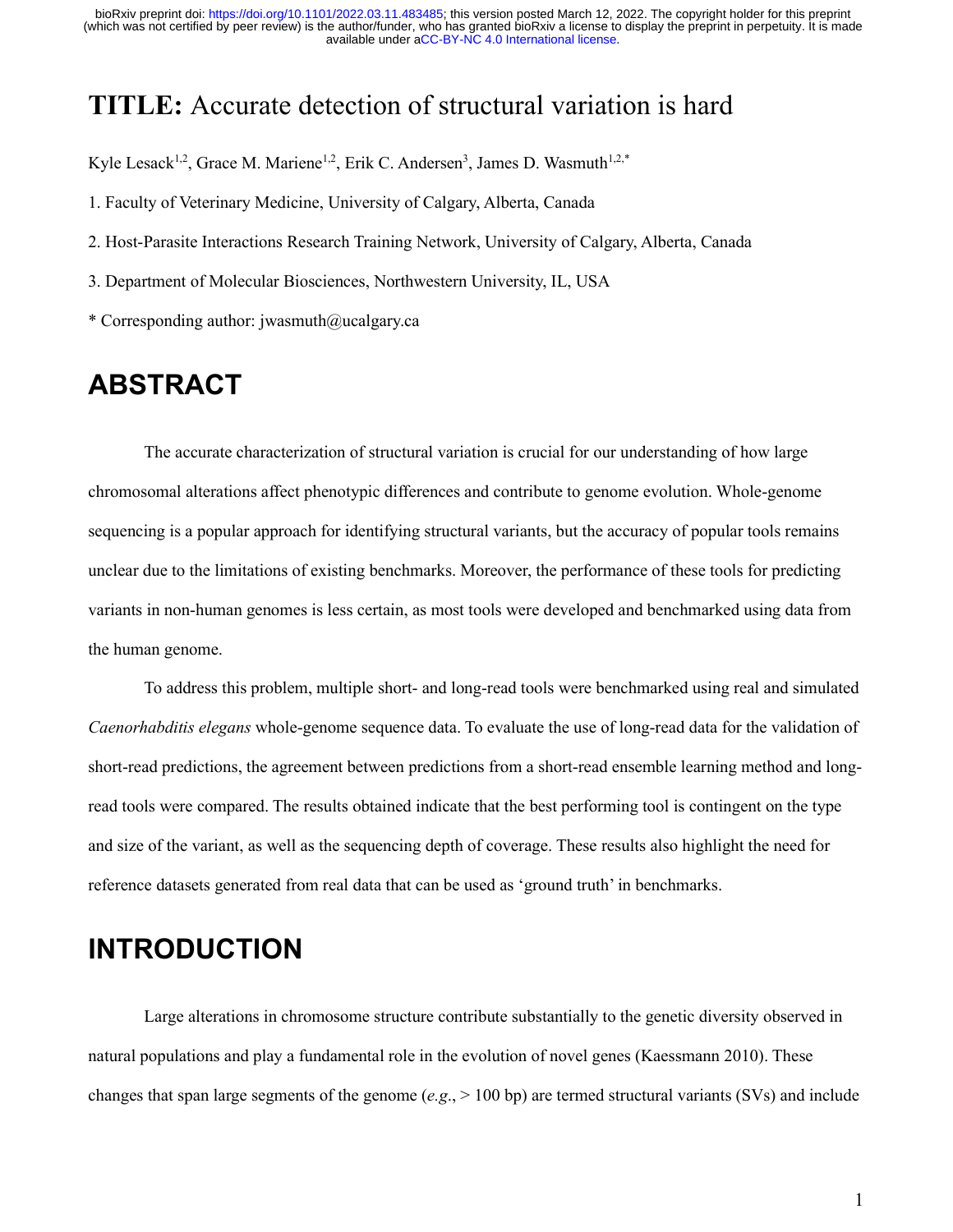# TITLE: Accurate detection of structural variation is hard

Kyle Lesack[1,2], Grace M. Mariene[1,2], Erik C. Andersen[3], James D. Wasmuth[1,2,*]

1. Faculty of Veterinary Medicine, University of Calgary, Alberta, Canada

2. Host-Parasite Interactions Research Training Network, University of Calgary, Alberta, Canada

3. Department of Molecular Biosciences, Northwestern University, IL, USA

* Corresponding author: jwasmuth@ucalgary.ca

## ABSTRACT

The accurate characterization of structural variation is crucial for our understanding of how large chromosomal alterations affect phenotypic differences and contribute to genome evolution. Whole-genome sequencing is a popular approach for identifying structural variants, but the accuracy of popular tools remains unclear due to the limitations of existing benchmarks. Moreover, the performance of these tools for predicting variants in non-human genomes is less certain, as most tools were developed and benchmarked using data from the human genome.

To address this problem, multiple short- and long-read tools were benchmarked using real and simulated *Caenorhabditis elegans* whole-genome sequence data. To evaluate the use of long-read data for the validation of short-read predictions, the agreement between predictions from a short-read ensemble learning method and long-read tools were compared. The results obtained indicate that the best performing tool is contingent on the type and size of the variant, as well as the sequencing depth of coverage. These results also highlight the need for reference datasets generated from real data that can be used as 'ground truth' in benchmarks.

## INTRODUCTION

Large alterations in chromosome structure contribute substantially to the genetic diversity observed in natural populations and play a fundamental role in the evolution of novel genes (Kaessmann 2010). These changes that span large segments of the genome (*e.g.*, > 100 bp) are termed structural variants (SVs) and include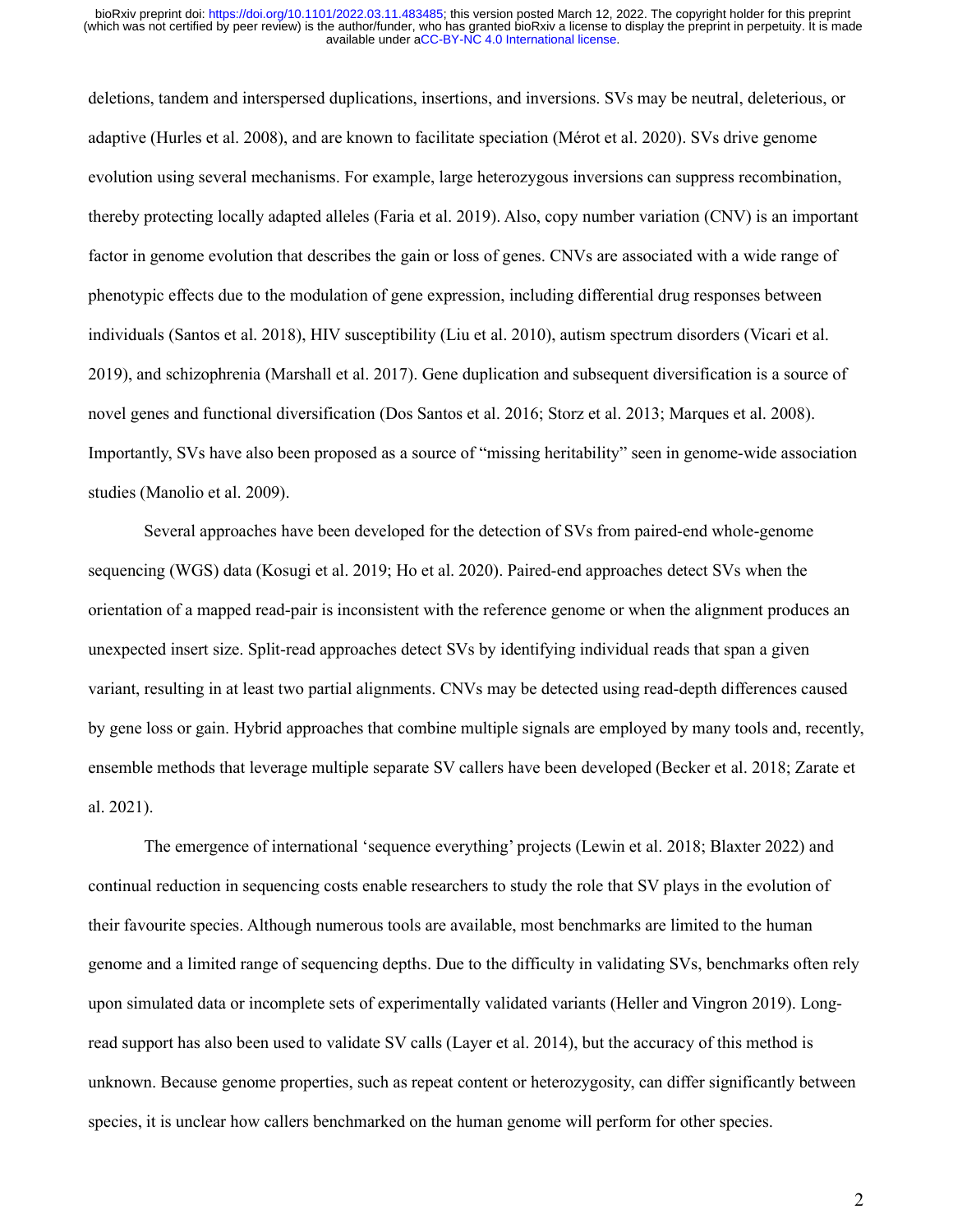deletions, tandem and interspersed duplications, insertions, and inversions. SVs may be neutral, deleterious, or adaptive (Hurles et al. 2008), and are known to facilitate speciation (Mérot et al. 2020). SVs drive genome evolution using several mechanisms. For example, large heterozygous inversions can suppress recombination, thereby protecting locally adapted alleles (Faria et al. 2019). Also, copy number variation (CNV) is an important factor in genome evolution that describes the gain or loss of genes. CNVs are associated with a wide range of phenotypic effects due to the modulation of gene expression, including differential drug responses between individuals (Santos et al. 2018), HIV susceptibility (Liu et al. 2010), autism spectrum disorders (Vicari et al. 2019), and schizophrenia (Marshall et al. 2017). Gene duplication and subsequent diversification is a source of novel genes and functional diversification (Dos Santos et al. 2016; Storz et al. 2013; Marques et al. 2008). Importantly, SVs have also been proposed as a source of "missing heritability" seen in genome-wide association studies (Manolio et al. 2009).

Several approaches have been developed for the detection of SVs from paired-end whole-genome sequencing (WGS) data (Kosugi et al. 2019; Ho et al. 2020). Paired-end approaches detect SVs when the orientation of a mapped read-pair is inconsistent with the reference genome or when the alignment produces an unexpected insert size. Split-read approaches detect SVs by identifying individual reads that span a given variant, resulting in at least two partial alignments. CNVs may be detected using read-depth differences caused by gene loss or gain. Hybrid approaches that combine multiple signals are employed by many tools and, recently, ensemble methods that leverage multiple separate SV callers have been developed (Becker et al. 2018; Zarate et al. 2021).

The emergence of international 'sequence everything' projects (Lewin et al. 2018; Blaxter 2022) and continual reduction in sequencing costs enable researchers to study the role that SV plays in the evolution of their favourite species. Although numerous tools are available, most benchmarks are limited to the human genome and a limited range of sequencing depths. Due to the difficulty in validating SVs, benchmarks often rely upon simulated data or incomplete sets of experimentally validated variants (Heller and Vingron 2019). Long-read support has also been used to validate SV calls (Layer et al. 2014), but the accuracy of this method is unknown. Because genome properties, such as repeat content or heterozygosity, can differ significantly between species, it is unclear how callers benchmarked on the human genome will perform for other species.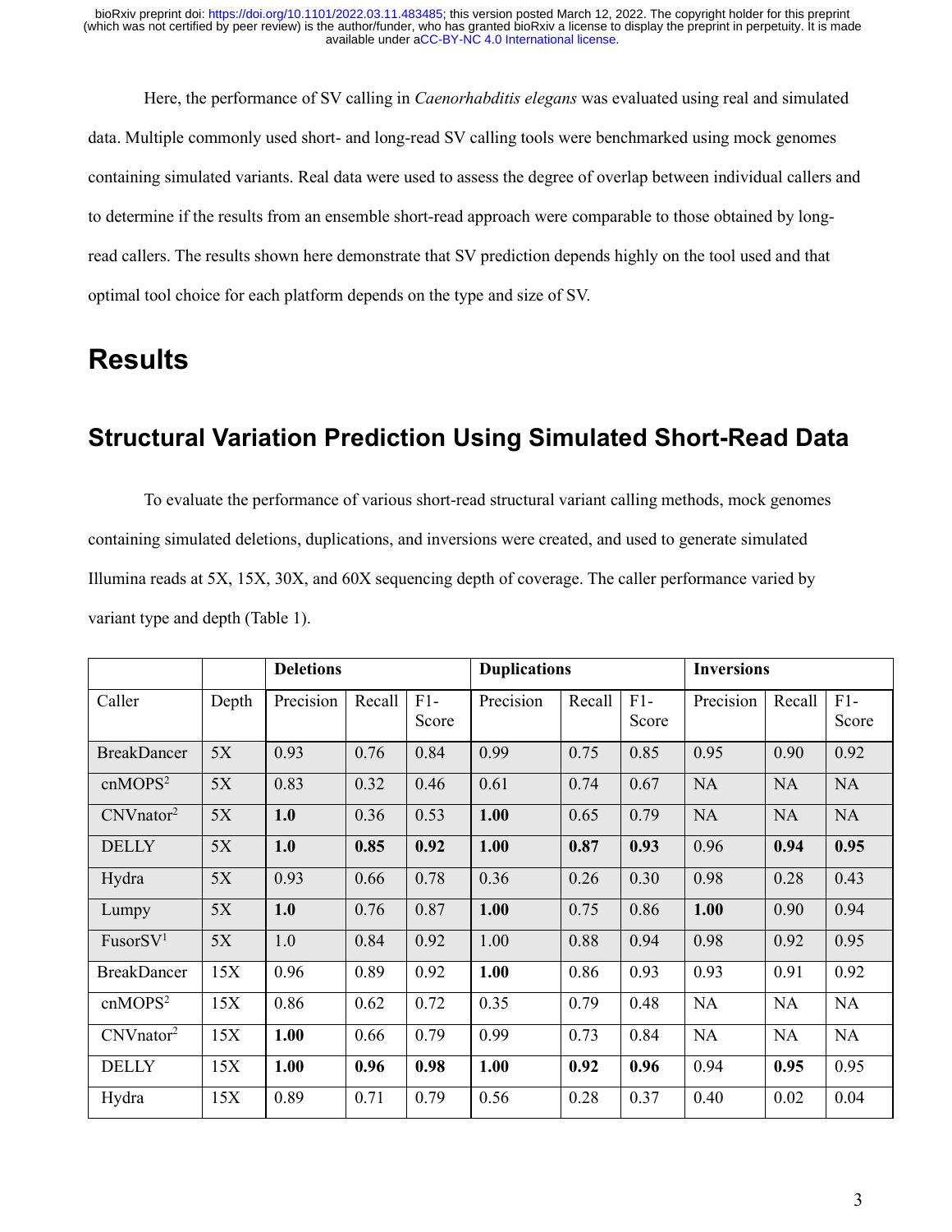Here, the performance of SV calling in *Caenorhabditis elegans* was evaluated using real and simulated data. Multiple commonly used short- and long-read SV calling tools were benchmarked using mock genomes containing simulated variants. Real data were used to assess the degree of overlap between individual callers and to determine if the results from an ensemble short-read approach were comparable to those obtained by long-read callers. The results shown here demonstrate that SV prediction depends highly on the tool used and that optimal tool choice for each platform depends on the type and size of SV.

# Results

## Structural Variation Prediction Using Simulated Short-Read Data

To evaluate the performance of various short-read structural variant calling methods, mock genomes containing simulated deletions, duplications, and inversions were created, and used to generate simulated Illumina reads at 5X, 15X, 30X, and 60X sequencing depth of coverage. The caller performance varied by variant type and depth (Table 1).

| | | **Deletions** | | | **Duplications** | | | **Inversions** | | |
|---|---|---|---|---|---|---|---|---|---|---|
| Caller | Depth | Precision | Recall | F1-Score | Precision | Recall | F1-Score | Precision | Recall | F1-Score |
| BreakDancer | 5X | 0.93 | 0.76 | 0.84 | 0.99 | 0.75 | 0.85 | 0.95 | 0.90 | 0.92 |
| cnMOPS[2] | 5X | 0.83 | 0.32 | 0.46 | 0.61 | 0.74 | 0.67 | NA | NA | NA |
| CNVnator[2] | 5X | **1.0** | 0.36 | 0.53 | **1.00** | 0.65 | 0.79 | NA | NA | NA |
| DELLY | 5X | **1.0** | **0.85** | **0.92** | **1.00** | **0.87** | **0.93** | 0.96 | **0.94** | **0.95** |
| Hydra | 5X | 0.93 | 0.66 | 0.78 | 0.36 | 0.26 | 0.30 | 0.98 | 0.28 | 0.43 |
| Lumpy | 5X | **1.0** | 0.76 | 0.87 | **1.00** | 0.75 | 0.86 | **1.00** | 0.90 | 0.94 |
| FusorSV[1] | 5X | 1.0 | 0.84 | 0.92 | 1.00 | 0.88 | 0.94 | 0.98 | 0.92 | 0.95 |
| BreakDancer | 15X | 0.96 | 0.89 | 0.92 | **1.00** | 0.86 | 0.93 | 0.93 | 0.91 | 0.92 |
| cnMOPS[2] | 15X | 0.86 | 0.62 | 0.72 | 0.35 | 0.79 | 0.48 | NA | NA | NA |
| CNVnator[2] | 15X | **1.00** | 0.66 | 0.79 | 0.99 | 0.73 | 0.84 | NA | NA | NA |
| DELLY | 15X | **1.00** | **0.96** | **0.98** | **1.00** | **0.92** | **0.96** | 0.94 | **0.95** | 0.95 |
| Hydra | 15X | 0.89 | 0.71 | 0.79 | 0.56 | 0.28 | 0.37 | 0.40 | 0.02 | 0.04 |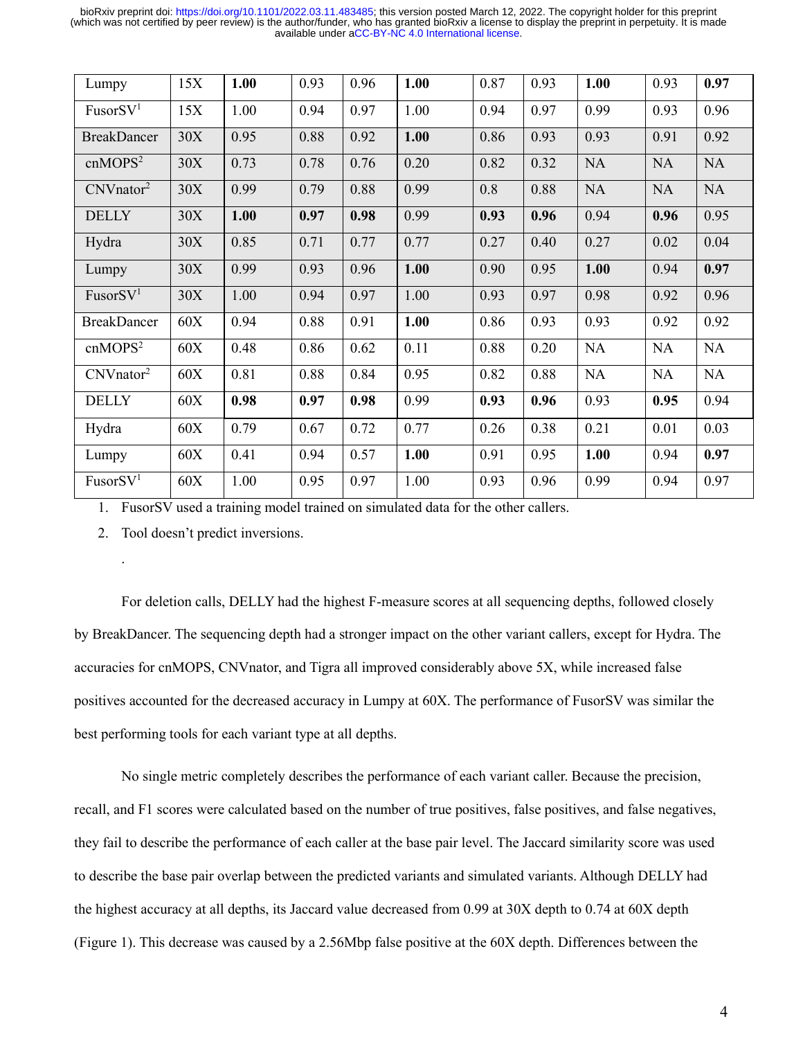| Lumpy | 15X | **1.00** | 0.93 | 0.96 | **1.00** | 0.87 | 0.93 | **1.00** | 0.93 | **0.97** |
|---|---|---|---|---|---|---|---|---|---|---|
| FusorSV[1] | 15X | 1.00 | 0.94 | 0.97 | 1.00 | 0.94 | 0.97 | 0.99 | 0.93 | 0.96 |
| BreakDancer | 30X | 0.95 | 0.88 | 0.92 | **1.00** | 0.86 | 0.93 | 0.93 | 0.91 | 0.92 |
| cnMOPS[2] | 30X | 0.73 | 0.78 | 0.76 | 0.20 | 0.82 | 0.32 | NA | NA | NA |
| CNVnator[2] | 30X | 0.99 | 0.79 | 0.88 | 0.99 | 0.8 | 0.88 | NA | NA | NA |
| DELLY | 30X | **1.00** | **0.97** | **0.98** | 0.99 | **0.93** | **0.96** | 0.94 | **0.96** | 0.95 |
| Hydra | 30X | 0.85 | 0.71 | 0.77 | 0.77 | 0.27 | 0.40 | 0.27 | 0.02 | 0.04 |
| Lumpy | 30X | 0.99 | 0.93 | 0.96 | **1.00** | 0.90 | 0.95 | **1.00** | 0.94 | **0.97** |
| FusorSV[1] | 30X | 1.00 | 0.94 | 0.97 | 1.00 | 0.93 | 0.97 | 0.98 | 0.92 | 0.96 |
| BreakDancer | 60X | 0.94 | 0.88 | 0.91 | **1.00** | 0.86 | 0.93 | 0.93 | 0.92 | 0.92 |
| cnMOPS[2] | 60X | 0.48 | 0.86 | 0.62 | 0.11 | 0.88 | 0.20 | NA | NA | NA |
| CNVnator[2] | 60X | 0.81 | 0.88 | 0.84 | 0.95 | 0.82 | 0.88 | NA | NA | NA |
| DELLY | 60X | **0.98** | **0.97** | **0.98** | 0.99 | **0.93** | **0.96** | 0.93 | **0.95** | 0.94 |
| Hydra | 60X | 0.79 | 0.67 | 0.72 | 0.77 | 0.26 | 0.38 | 0.21 | 0.01 | 0.03 |
| Lumpy | 60X | 0.41 | 0.94 | 0.57 | **1.00** | 0.91 | 0.95 | **1.00** | 0.94 | **0.97** |
| FusorSV[1] | 60X | 1.00 | 0.95 | 0.97 | 1.00 | 0.93 | 0.96 | 0.99 | 0.94 | 0.97 |

1. FusorSV used a training model trained on simulated data for the other callers.
2. Tool doesn't predict inversions.

.

For deletion calls, DELLY had the highest F-measure scores at all sequencing depths, followed closely by BreakDancer. The sequencing depth had a stronger impact on the other variant callers, except for Hydra. The accuracies for cnMOPS, CNVnator, and Tigra all improved considerably above 5X, while increased false positives accounted for the decreased accuracy in Lumpy at 60X. The performance of FusorSV was similar the best performing tools for each variant type at all depths.

No single metric completely describes the performance of each variant caller. Because the precision, recall, and F1 scores were calculated based on the number of true positives, false positives, and false negatives, they fail to describe the performance of each caller at the base pair level. The Jaccard similarity score was used to describe the base pair overlap between the predicted variants and simulated variants. Although DELLY had the highest accuracy at all depths, its Jaccard value decreased from 0.99 at 30X depth to 0.74 at 60X depth (Figure 1). This decrease was caused by a 2.56Mbp false positive at the 60X depth. Differences between the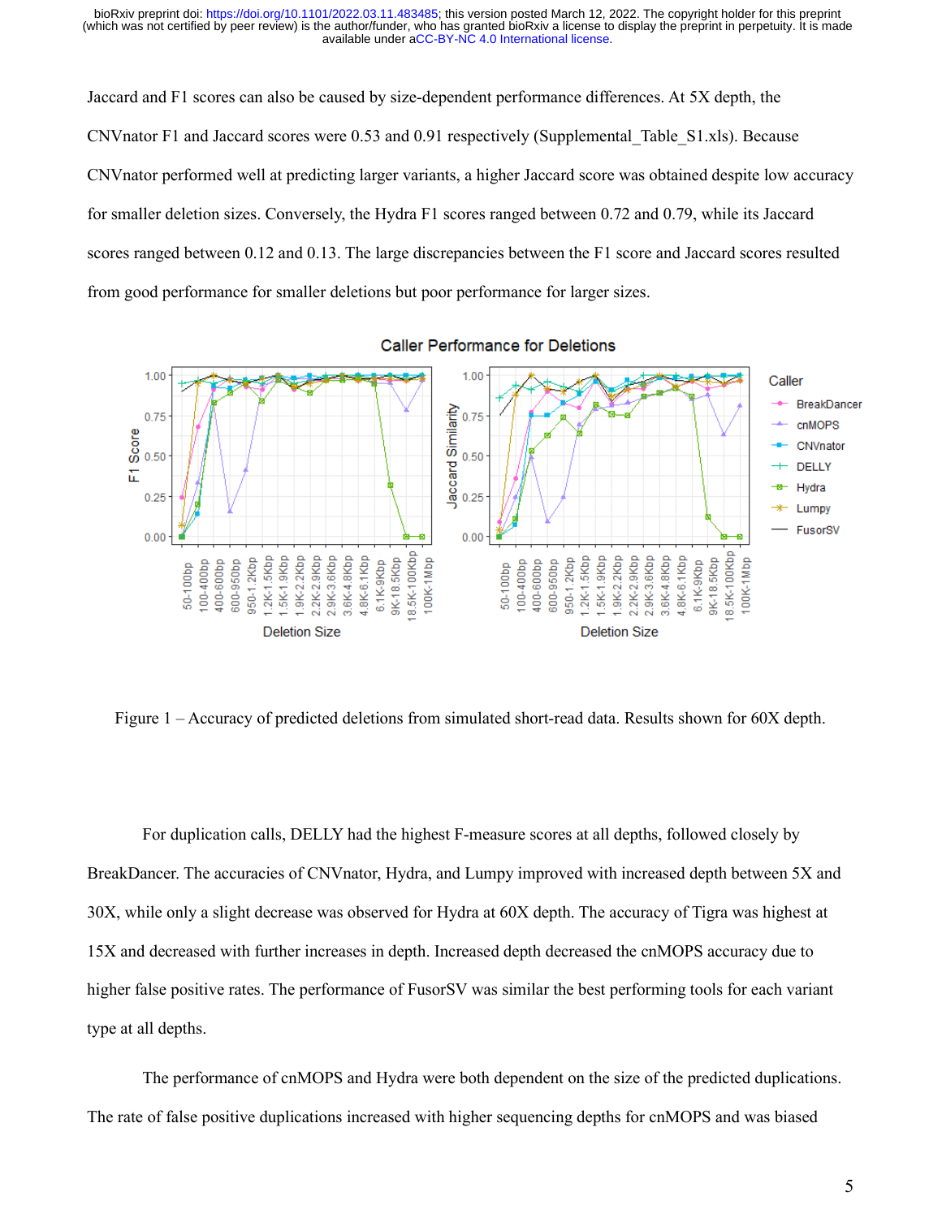Jaccard and F1 scores can also be caused by size-dependent performance differences. At 5X depth, the CNVnator F1 and Jaccard scores were 0.53 and 0.91 respectively (Supplemental_Table_S1.xls). Because CNVnator performed well at predicting larger variants, a higher Jaccard score was obtained despite low accuracy for smaller deletion sizes. Conversely, the Hydra F1 scores ranged between 0.72 and 0.79, while its Jaccard scores ranged between 0.12 and 0.13. The large discrepancies between the F1 score and Jaccard scores resulted from good performance for smaller deletions but poor performance for larger sizes.

Figure 1 – Accuracy of predicted deletions from simulated short-read data. Results shown for 60X depth.

For duplication calls, DELLY had the highest F-measure scores at all depths, followed closely by BreakDancer. The accuracies of CNVnator, Hydra, and Lumpy improved with increased depth between 5X and 30X, while only a slight decrease was observed for Hydra at 60X depth. The accuracy of Tigra was highest at 15X and decreased with further increases in depth. Increased depth decreased the cnMOPS accuracy due to higher false positive rates. The performance of FusorSV was similar the best performing tools for each variant type at all depths.

The performance of cnMOPS and Hydra were both dependent on the size of the predicted duplications. The rate of false positive duplications increased with higher sequencing depths for cnMOPS and was biased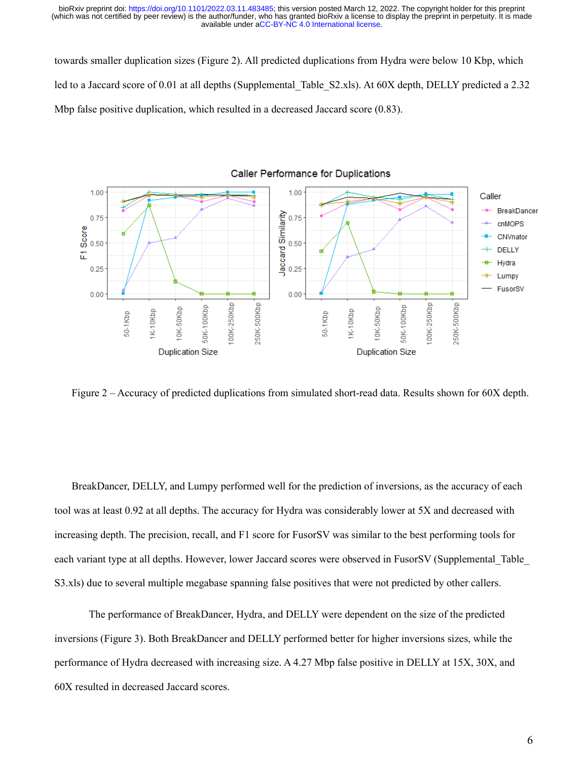towards smaller duplication sizes (Figure 2). All predicted duplications from Hydra were below 10 Kbp, which led to a Jaccard score of 0.01 at all depths (Supplemental_Table_S2.xls). At 60X depth, DELLY predicted a 2.32 Mbp false positive duplication, which resulted in a decreased Jaccard score (0.83).

Figure 2 – Accuracy of predicted duplications from simulated short-read data. Results shown for 60X depth.

BreakDancer, DELLY, and Lumpy performed well for the prediction of inversions, as the accuracy of each tool was at least 0.92 at all depths. The accuracy for Hydra was considerably lower at 5X and decreased with increasing depth. The precision, recall, and F1 score for FusorSV was similar to the best performing tools for each variant type at all depths. However, lower Jaccard scores were observed in FusorSV (Supplemental_Table_S3.xls) due to several multiple megabase spanning false positives that were not predicted by other callers.

The performance of BreakDancer, Hydra, and DELLY were dependent on the size of the predicted inversions (Figure 3). Both BreakDancer and DELLY performed better for higher inversions sizes, while the performance of Hydra decreased with increasing size. A 4.27 Mbp false positive in DELLY at 15X, 30X, and 60X resulted in decreased Jaccard scores.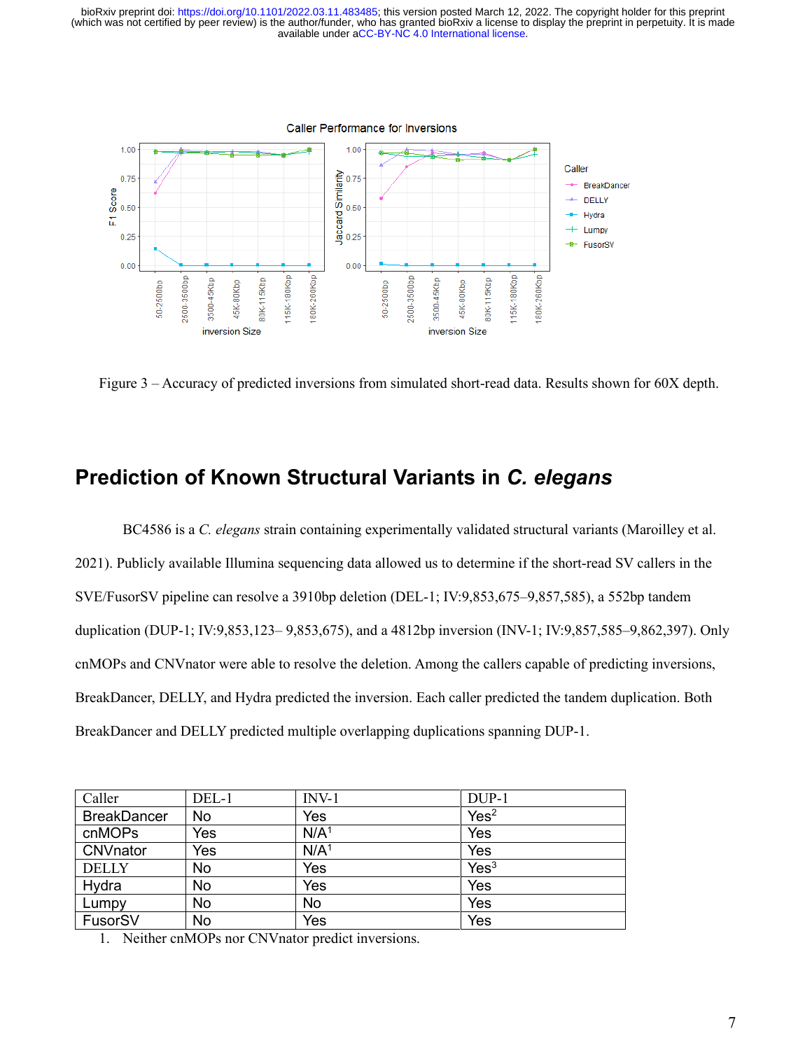Figure 3 – Accuracy of predicted inversions from simulated short-read data. Results shown for 60X depth.

## Prediction of Known Structural Variants in *C. elegans*

BC4586 is a *C. elegans* strain containing experimentally validated structural variants (Maroilley et al. 2021). Publicly available Illumina sequencing data allowed us to determine if the short-read SV callers in the SVE/FusorSV pipeline can resolve a 3910bp deletion (DEL-1; IV:9,853,675–9,857,585), a 552bp tandem duplication (DUP-1; IV:9,853,123– 9,853,675), and a 4812bp inversion (INV-1; IV:9,857,585–9,862,397). Only cnMOPs and CNVnator were able to resolve the deletion. Among the callers capable of predicting inversions, BreakDancer, DELLY, and Hydra predicted the inversion. Each caller predicted the tandem duplication. Both BreakDancer and DELLY predicted multiple overlapping duplications spanning DUP-1.

| Caller | DEL-1 | INV-1 | DUP-1 |
|---|---|---|---|
| BreakDancer | No | Yes | Yes[2] |
| cnMOPs | Yes | N/A[1] | Yes |
| CNVnator | Yes | N/A[1] | Yes |
| DELLY | No | Yes | Yes[3] |
| Hydra | No | Yes | Yes |
| Lumpy | No | No | Yes |
| FusorSV | No | Yes | Yes |

1. Neither cnMOPs nor CNVnator predict inversions.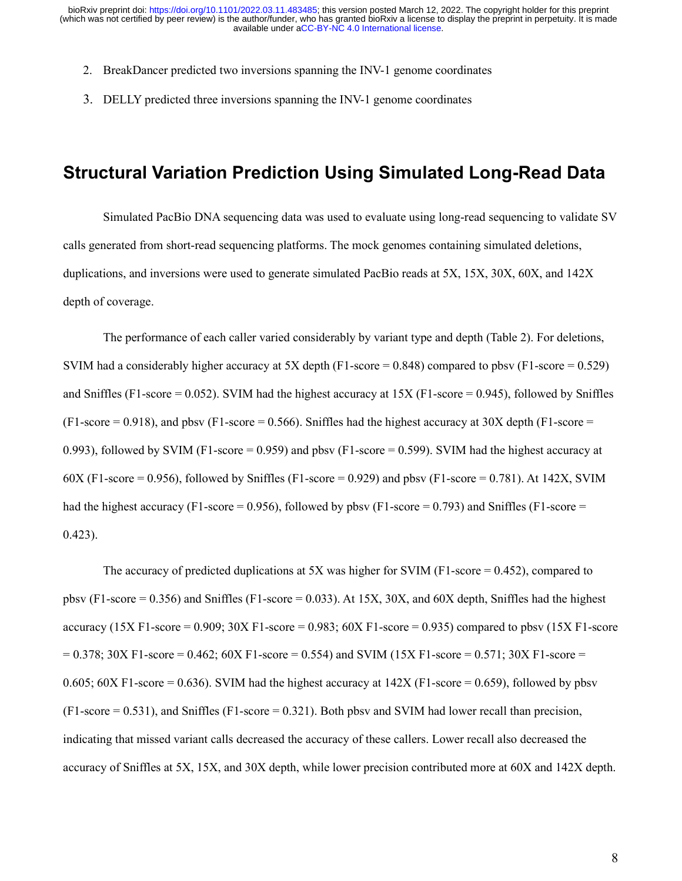2. BreakDancer predicted two inversions spanning the INV-1 genome coordinates
3. DELLY predicted three inversions spanning the INV-1 genome coordinates

## Structural Variation Prediction Using Simulated Long-Read Data

Simulated PacBio DNA sequencing data was used to evaluate using long-read sequencing to validate SV calls generated from short-read sequencing platforms. The mock genomes containing simulated deletions, duplications, and inversions were used to generate simulated PacBio reads at 5X, 15X, 30X, 60X, and 142X depth of coverage.

The performance of each caller varied considerably by variant type and depth (Table 2). For deletions, SVIM had a considerably higher accuracy at 5X depth (F1-score = 0.848) compared to pbsv (F1-score = 0.529) and Sniffles (F1-score = 0.052). SVIM had the highest accuracy at 15X (F1-score = 0.945), followed by Sniffles (F1-score = 0.918), and pbsv (F1-score = 0.566). Sniffles had the highest accuracy at 30X depth (F1-score = 0.993), followed by SVIM (F1-score = 0.959) and pbsv (F1-score = 0.599). SVIM had the highest accuracy at 60X (F1-score = 0.956), followed by Sniffles (F1-score = 0.929) and pbsv (F1-score = 0.781). At 142X, SVIM had the highest accuracy (F1-score = 0.956), followed by pbsv (F1-score = 0.793) and Sniffles (F1-score = 0.423).

The accuracy of predicted duplications at 5X was higher for SVIM (F1-score = 0.452), compared to pbsv (F1-score = 0.356) and Sniffles (F1-score = 0.033). At 15X, 30X, and 60X depth, Sniffles had the highest accuracy (15X F1-score = 0.909; 30X F1-score = 0.983; 60X F1-score = 0.935) compared to pbsv (15X F1-score = 0.378; 30X F1-score = 0.462; 60X F1-score = 0.554) and SVIM (15X F1-score = 0.571; 30X F1-score = 0.605; 60X F1-score = 0.636). SVIM had the highest accuracy at 142X (F1-score = 0.659), followed by pbsv (F1-score = 0.531), and Sniffles (F1-score = 0.321). Both pbsv and SVIM had lower recall than precision, indicating that missed variant calls decreased the accuracy of these callers. Lower recall also decreased the accuracy of Sniffles at 5X, 15X, and 30X depth, while lower precision contributed more at 60X and 142X depth.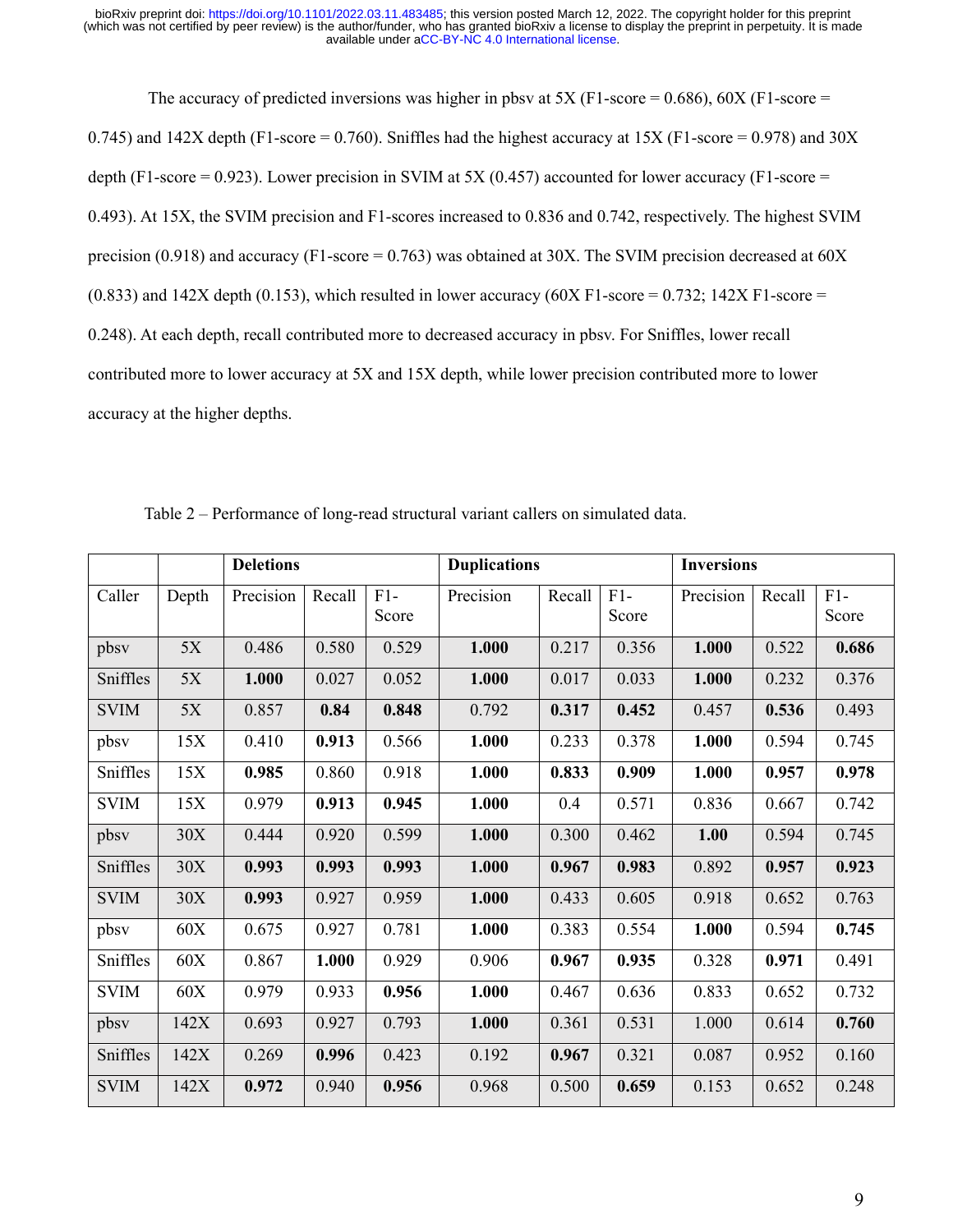The accuracy of predicted inversions was higher in pbsv at 5X (F1-score = 0.686), 60X (F1-score = 0.745) and 142X depth (F1-score = 0.760). Sniffles had the highest accuracy at 15X (F1-score = 0.978) and 30X depth (F1-score = 0.923). Lower precision in SVIM at 5X (0.457) accounted for lower accuracy (F1-score = 0.493). At 15X, the SVIM precision and F1-scores increased to 0.836 and 0.742, respectively. The highest SVIM precision (0.918) and accuracy (F1-score = 0.763) was obtained at 30X. The SVIM precision decreased at 60X (0.833) and 142X depth (0.153), which resulted in lower accuracy (60X F1-score = 0.732; 142X F1-score = 0.248). At each depth, recall contributed more to decreased accuracy in pbsv. For Sniffles, lower recall contributed more to lower accuracy at 5X and 15X depth, while lower precision contributed more to lower accuracy at the higher depths.

Table 2 – Performance of long-read structural variant callers on simulated data.

| | | **Deletions** | | | **Duplications** | | | **Inversions** | | |
|---|---|---|---|---|---|---|---|---|---|---|
| Caller | Depth | Precision | Recall | F1-Score | Precision | Recall | F1-Score | Precision | Recall | F1-Score |
| pbsv | 5X | 0.486 | 0.580 | 0.529 | **1.000** | 0.217 | 0.356 | **1.000** | 0.522 | **0.686** |
| Sniffles | 5X | **1.000** | 0.027 | 0.052 | **1.000** | 0.017 | 0.033 | **1.000** | 0.232 | 0.376 |
| SVIM | 5X | 0.857 | **0.84** | **0.848** | 0.792 | **0.317** | **0.452** | 0.457 | **0.536** | 0.493 |
| pbsv | 15X | 0.410 | **0.913** | 0.566 | **1.000** | 0.233 | 0.378 | **1.000** | 0.594 | 0.745 |
| Sniffles | 15X | **0.985** | 0.860 | 0.918 | **1.000** | **0.833** | **0.909** | **1.000** | **0.957** | **0.978** |
| SVIM | 15X | 0.979 | **0.913** | **0.945** | **1.000** | 0.4 | 0.571 | 0.836 | 0.667 | 0.742 |
| pbsv | 30X | 0.444 | 0.920 | 0.599 | **1.000** | 0.300 | 0.462 | **1.00** | 0.594 | 0.745 |
| Sniffles | 30X | **0.993** | **0.993** | **0.993** | **1.000** | **0.967** | **0.983** | 0.892 | **0.957** | **0.923** |
| SVIM | 30X | **0.993** | 0.927 | 0.959 | **1.000** | 0.433 | 0.605 | 0.918 | 0.652 | 0.763 |
| pbsv | 60X | 0.675 | 0.927 | 0.781 | **1.000** | 0.383 | 0.554 | **1.000** | 0.594 | **0.745** |
| Sniffles | 60X | 0.867 | **1.000** | 0.929 | 0.906 | **0.967** | **0.935** | 0.328 | **0.971** | 0.491 |
| SVIM | 60X | 0.979 | 0.933 | **0.956** | **1.000** | 0.467 | 0.636 | 0.833 | 0.652 | 0.732 |
| pbsv | 142X | 0.693 | 0.927 | 0.793 | **1.000** | 0.361 | 0.531 | 1.000 | 0.614 | **0.760** |
| Sniffles | 142X | 0.269 | **0.996** | 0.423 | 0.192 | **0.967** | 0.321 | 0.087 | 0.952 | 0.160 |
| SVIM | 142X | **0.972** | 0.940 | **0.956** | 0.968 | 0.500 | **0.659** | 0.153 | 0.652 | 0.248 |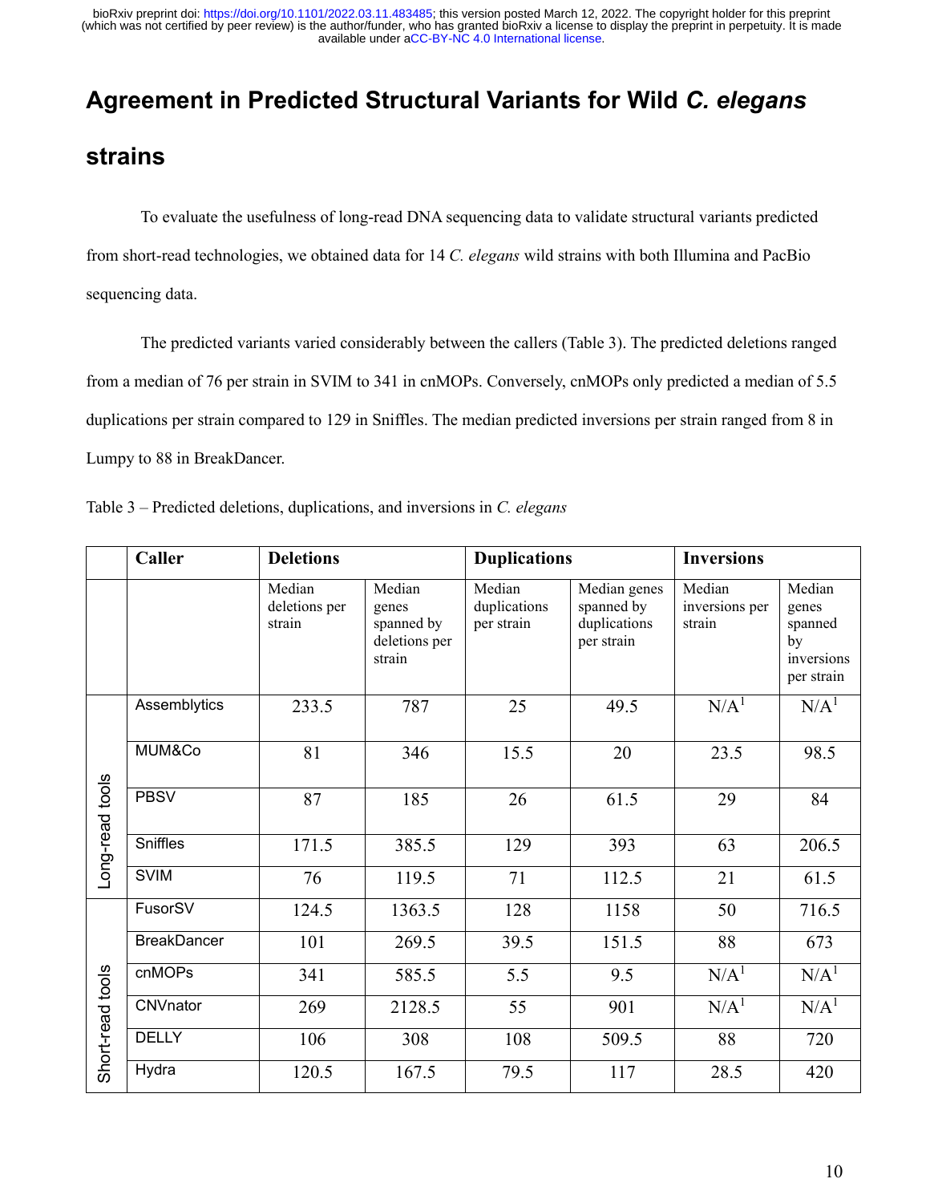## Agreement in Predicted Structural Variants for Wild *C. elegans* strains

To evaluate the usefulness of long-read DNA sequencing data to validate structural variants predicted from short-read technologies, we obtained data for 14 *C. elegans* wild strains with both Illumina and PacBio sequencing data.

The predicted variants varied considerably between the callers (Table 3). The predicted deletions ranged from a median of 76 per strain in SVIM to 341 in cnMOPs. Conversely, cnMOPs only predicted a median of 5.5 duplications per strain compared to 129 in Sniffles. The median predicted inversions per strain ranged from 8 in Lumpy to 88 in BreakDancer.

Table 3 – Predicted deletions, duplications, and inversions in *C. elegans*

| | Caller | Deletions | | Duplications | | Inversions | |
|---|---|---|---|---|---|---|---|
| | | Median deletions per strain | Median genes spanned by deletions per strain | Median duplications per strain | Median genes spanned by duplications per strain | Median inversions per strain | Median genes spanned by inversions per strain |
| Long-read tools | Assemblytics | 233.5 | 787 | 25 | 49.5 | N/A[1] | N/A[1] |
| | MUM&Co | 81 | 346 | 15.5 | 20 | 23.5 | 98.5 |
| | PBSV | 87 | 185 | 26 | 61.5 | 29 | 84 |
| | Sniffles | 171.5 | 385.5 | 129 | 393 | 63 | 206.5 |
| | SVIM | 76 | 119.5 | 71 | 112.5 | 21 | 61.5 |
| Short-read tools | FusorSV | 124.5 | 1363.5 | 128 | 1158 | 50 | 716.5 |
| | BreakDancer | 101 | 269.5 | 39.5 | 151.5 | 88 | 673 |
| | cnMOPs | 341 | 585.5 | 5.5 | 9.5 | N/A[1] | N/A[1] |
| | CNVnator | 269 | 2128.5 | 55 | 901 | N/A[1] | N/A[1] |
| | DELLY | 106 | 308 | 108 | 509.5 | 88 | 720 |
| | Hydra | 120.5 | 167.5 | 79.5 | 117 | 28.5 | 420 |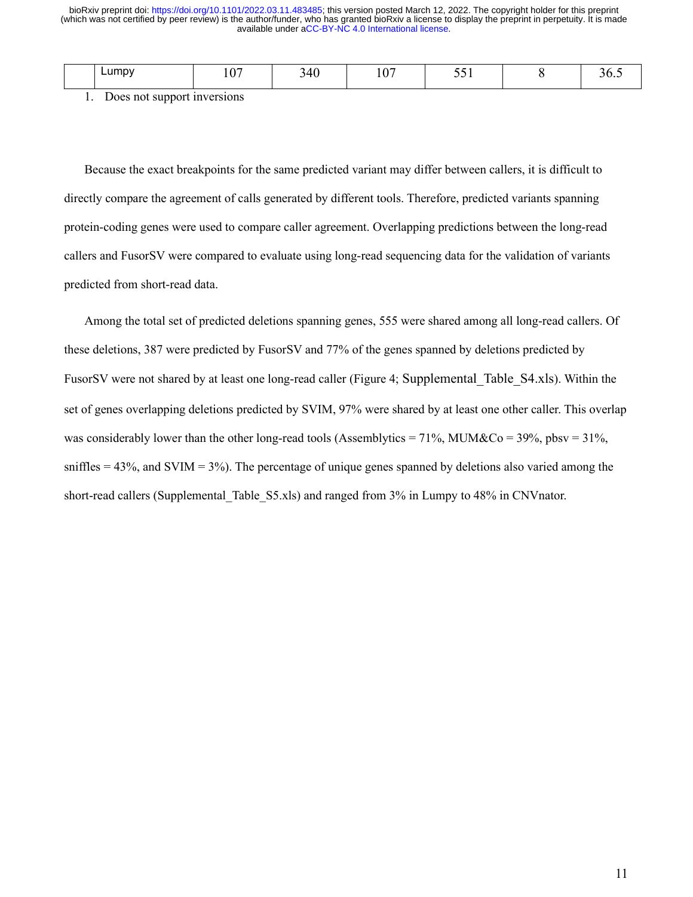| | Lumpy | 107 | 340 | 107 | 551 | 8 | 36.5 |
|---|---|---|---|---|---|---|---|

1. Does not support inversions

Because the exact breakpoints for the same predicted variant may differ between callers, it is difficult to directly compare the agreement of calls generated by different tools. Therefore, predicted variants spanning protein-coding genes were used to compare caller agreement. Overlapping predictions between the long-read callers and FusorSV were compared to evaluate using long-read sequencing data for the validation of variants predicted from short-read data.

Among the total set of predicted deletions spanning genes, 555 were shared among all long-read callers. Of these deletions, 387 were predicted by FusorSV and 77% of the genes spanned by deletions predicted by FusorSV were not shared by at least one long-read caller (Figure 4; Supplemental_Table_S4.xls). Within the set of genes overlapping deletions predicted by SVIM, 97% were shared by at least one other caller. This overlap was considerably lower than the other long-read tools (Assemblytics = 71%, MUM&Co = 39%, pbsv = 31%, sniffles = 43%, and SVIM = 3%). The percentage of unique genes spanned by deletions also varied among the short-read callers (Supplemental_Table_S5.xls) and ranged from 3% in Lumpy to 48% in CNVnator.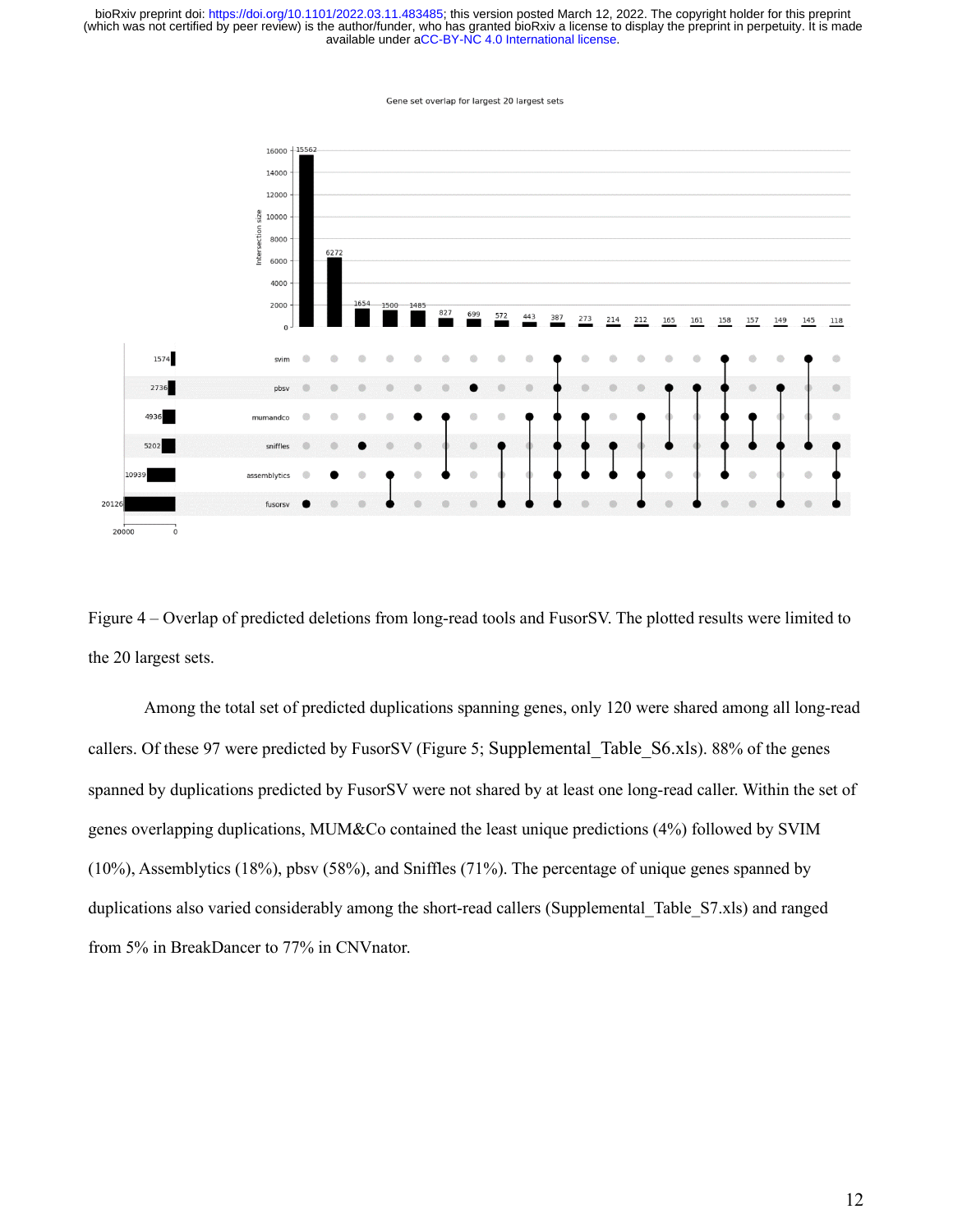Figure 4 – Overlap of predicted deletions from long-read tools and FusorSV. The plotted results were limited to the 20 largest sets.

Among the total set of predicted duplications spanning genes, only 120 were shared among all long-read callers. Of these 97 were predicted by FusorSV (Figure 5; Supplemental_Table_S6.xls). 88% of the genes spanned by duplications predicted by FusorSV were not shared by at least one long-read caller. Within the set of genes overlapping duplications, MUM&Co contained the least unique predictions (4%) followed by SVIM (10%), Assemblytics (18%), pbsv (58%), and Sniffles (71%). The percentage of unique genes spanned by duplications also varied considerably among the short-read callers (Supplemental_Table_S7.xls) and ranged from 5% in BreakDancer to 77% in CNVnator.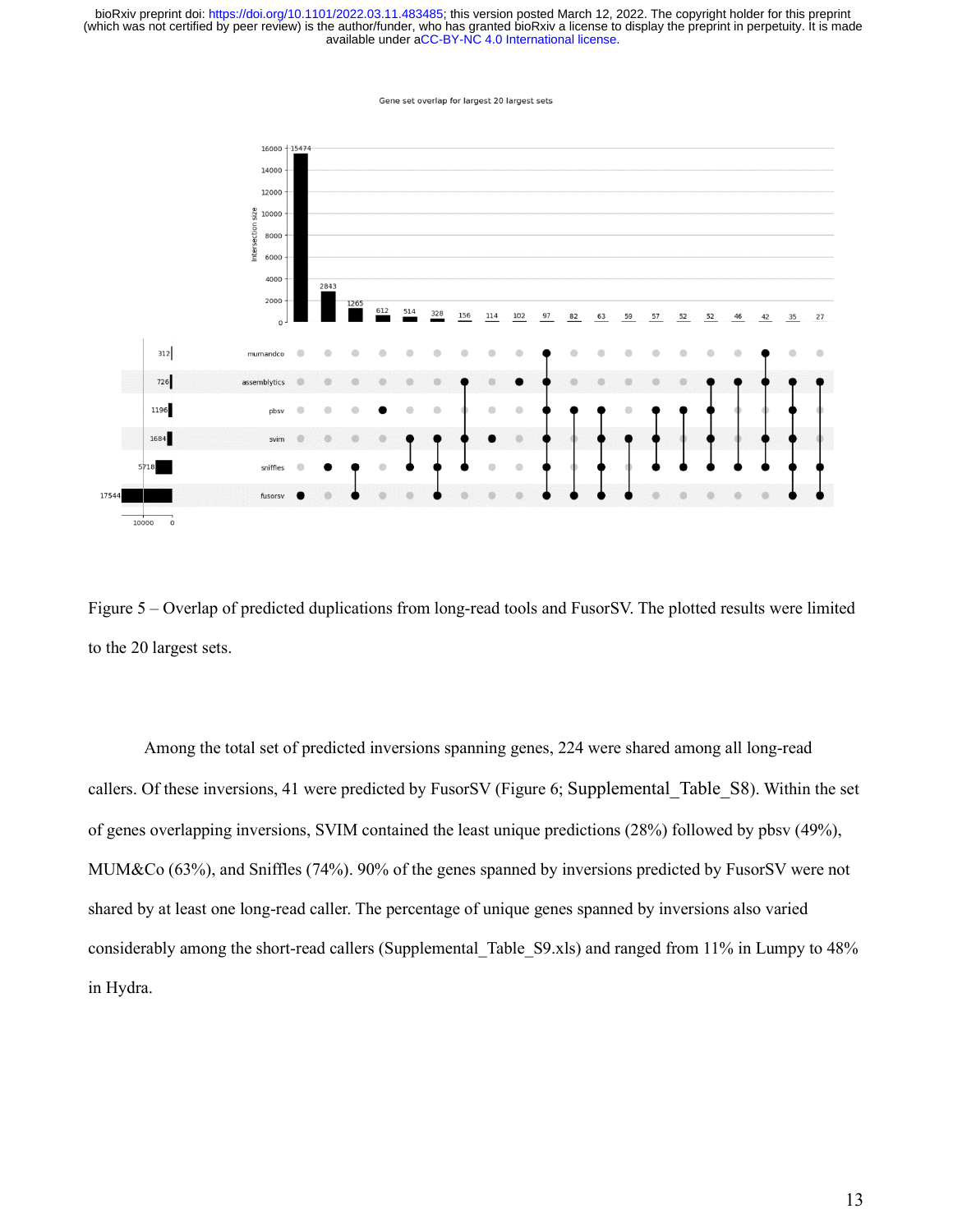Figure 5 – Overlap of predicted duplications from long-read tools and FusorSV. The plotted results were limited to the 20 largest sets.

Among the total set of predicted inversions spanning genes, 224 were shared among all long-read callers. Of these inversions, 41 were predicted by FusorSV (Figure 6; Supplemental_Table_S8). Within the set of genes overlapping inversions, SVIM contained the least unique predictions (28%) followed by pbsv (49%), MUM&Co (63%), and Sniffles (74%). 90% of the genes spanned by inversions predicted by FusorSV were not shared by at least one long-read caller. The percentage of unique genes spanned by inversions also varied considerably among the short-read callers (Supplemental_Table_S9.xls) and ranged from 11% in Lumpy to 48% in Hydra.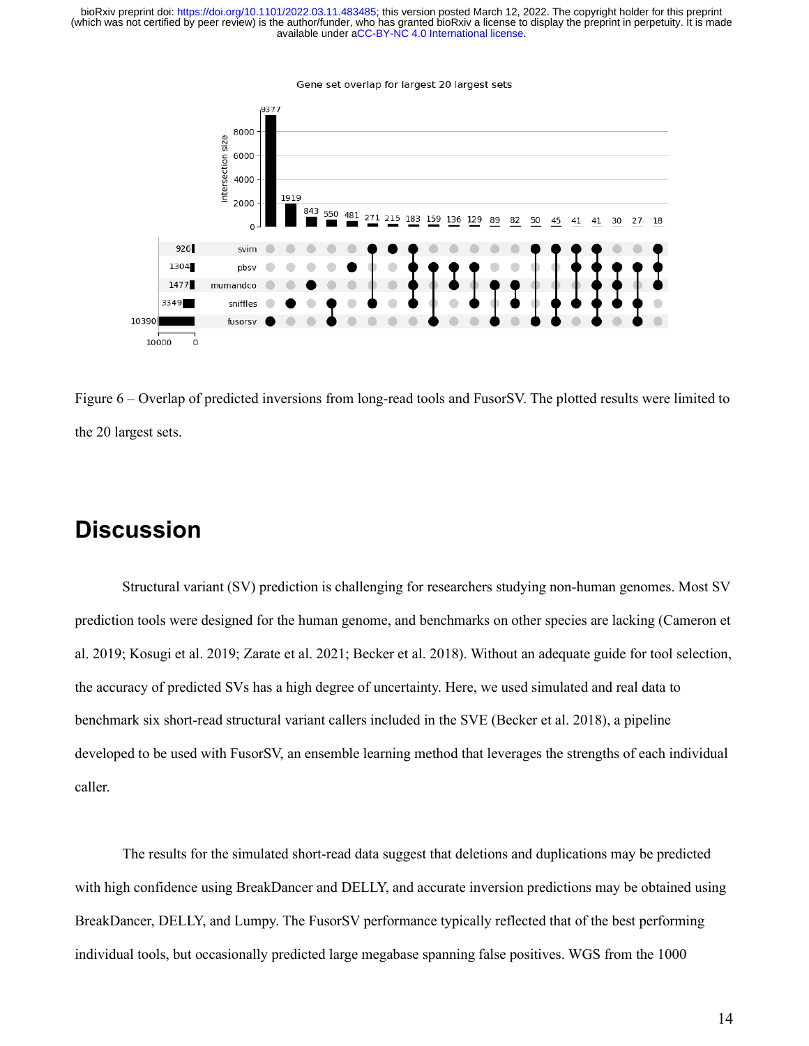Figure 6 – Overlap of predicted inversions from long-read tools and FusorSV. The plotted results were limited to the 20 largest sets.

# Discussion

Structural variant (SV) prediction is challenging for researchers studying non-human genomes. Most SV prediction tools were designed for the human genome, and benchmarks on other species are lacking (Cameron et al. 2019; Kosugi et al. 2019; Zarate et al. 2021; Becker et al. 2018). Without an adequate guide for tool selection, the accuracy of predicted SVs has a high degree of uncertainty. Here, we used simulated and real data to benchmark six short-read structural variant callers included in the SVE (Becker et al. 2018), a pipeline developed to be used with FusorSV, an ensemble learning method that leverages the strengths of each individual caller.

The results for the simulated short-read data suggest that deletions and duplications may be predicted with high confidence using BreakDancer and DELLY, and accurate inversion predictions may be obtained using BreakDancer, DELLY, and Lumpy. The FusorSV performance typically reflected that of the best performing individual tools, but occasionally predicted large megabase spanning false positives. WGS from the 1000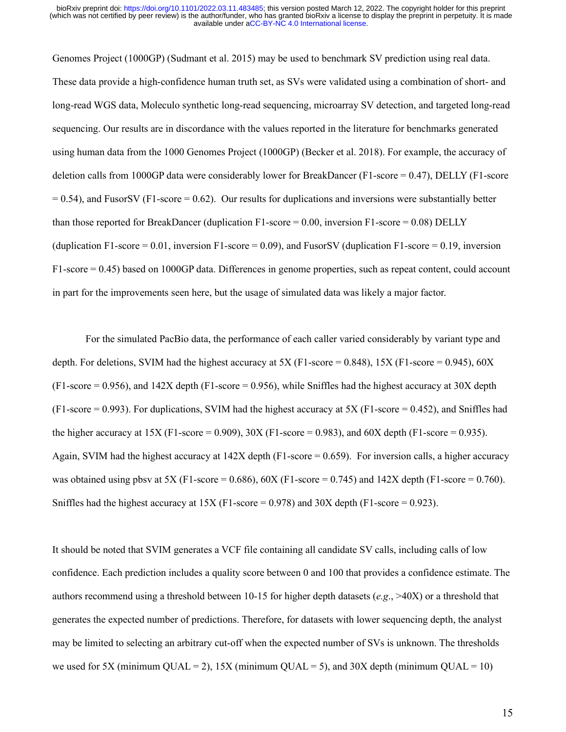Genomes Project (1000GP) (Sudmant et al. 2015) may be used to benchmark SV prediction using real data. These data provide a high-confidence human truth set, as SVs were validated using a combination of short- and long-read WGS data, Moleculo synthetic long-read sequencing, microarray SV detection, and targeted long-read sequencing. Our results are in discordance with the values reported in the literature for benchmarks generated using human data from the 1000 Genomes Project (1000GP) (Becker et al. 2018). For example, the accuracy of deletion calls from 1000GP data were considerably lower for BreakDancer (F1-score = 0.47), DELLY (F1-score = 0.54), and FusorSV (F1-score = 0.62). Our results for duplications and inversions were substantially better than those reported for BreakDancer (duplication F1-score = 0.00, inversion F1-score = 0.08) DELLY (duplication F1-score = 0.01, inversion F1-score = 0.09), and FusorSV (duplication F1-score = 0.19, inversion F1-score = 0.45) based on 1000GP data. Differences in genome properties, such as repeat content, could account in part for the improvements seen here, but the usage of simulated data was likely a major factor.

For the simulated PacBio data, the performance of each caller varied considerably by variant type and depth. For deletions, SVIM had the highest accuracy at 5X (F1-score = 0.848), 15X (F1-score = 0.945), 60X (F1-score = 0.956), and 142X depth (F1-score = 0.956), while Sniffles had the highest accuracy at 30X depth (F1-score = 0.993). For duplications, SVIM had the highest accuracy at 5X (F1-score = 0.452), and Sniffles had the higher accuracy at 15X (F1-score = 0.909), 30X (F1-score = 0.983), and 60X depth (F1-score = 0.935). Again, SVIM had the highest accuracy at 142X depth (F1-score = 0.659). For inversion calls, a higher accuracy was obtained using pbsv at 5X (F1-score = 0.686), 60X (F1-score = 0.745) and 142X depth (F1-score = 0.760). Sniffles had the highest accuracy at 15X (F1-score = 0.978) and 30X depth (F1-score = 0.923).

It should be noted that SVIM generates a VCF file containing all candidate SV calls, including calls of low confidence. Each prediction includes a quality score between 0 and 100 that provides a confidence estimate. The authors recommend using a threshold between 10-15 for higher depth datasets (*e.g.*, >40X) or a threshold that generates the expected number of predictions. Therefore, for datasets with lower sequencing depth, the analyst may be limited to selecting an arbitrary cut-off when the expected number of SVs is unknown. The thresholds we used for 5X (minimum QUAL = 2), 15X (minimum QUAL = 5), and 30X depth (minimum QUAL = 10)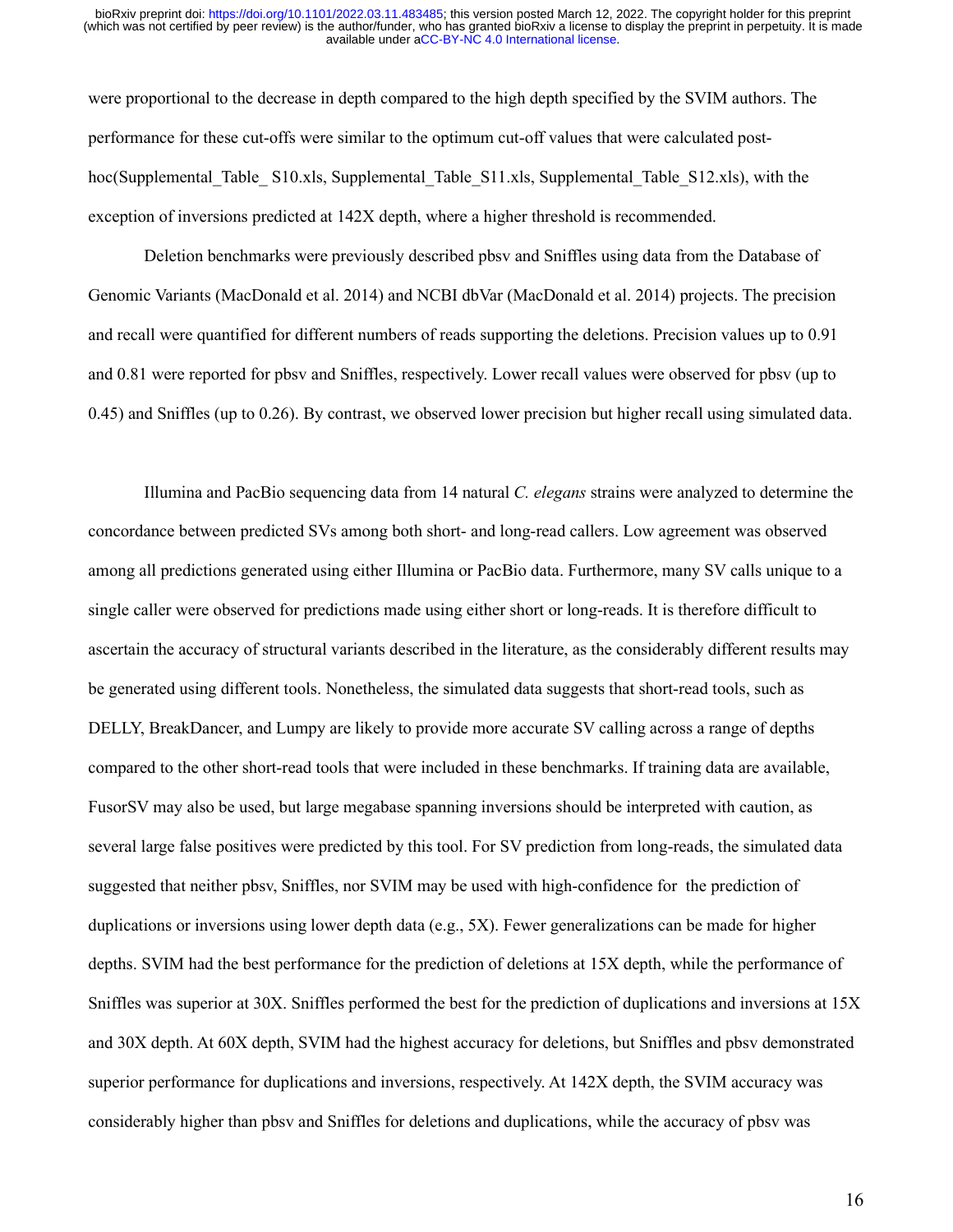were proportional to the decrease in depth compared to the high depth specified by the SVIM authors. The performance for these cut-offs were similar to the optimum cut-off values that were calculated post-hoc(Supplemental_Table_ S10.xls, Supplemental_Table_S11.xls, Supplemental_Table_S12.xls), with the exception of inversions predicted at 142X depth, where a higher threshold is recommended.

Deletion benchmarks were previously described pbsv and Sniffles using data from the Database of Genomic Variants (MacDonald et al. 2014) and NCBI dbVar (MacDonald et al. 2014) projects. The precision and recall were quantified for different numbers of reads supporting the deletions. Precision values up to 0.91 and 0.81 were reported for pbsv and Sniffles, respectively. Lower recall values were observed for pbsv (up to 0.45) and Sniffles (up to 0.26). By contrast, we observed lower precision but higher recall using simulated data.

Illumina and PacBio sequencing data from 14 natural *C. elegans* strains were analyzed to determine the concordance between predicted SVs among both short- and long-read callers. Low agreement was observed among all predictions generated using either Illumina or PacBio data. Furthermore, many SV calls unique to a single caller were observed for predictions made using either short or long-reads. It is therefore difficult to ascertain the accuracy of structural variants described in the literature, as the considerably different results may be generated using different tools. Nonetheless, the simulated data suggests that short-read tools, such as DELLY, BreakDancer, and Lumpy are likely to provide more accurate SV calling across a range of depths compared to the other short-read tools that were included in these benchmarks. If training data are available, FusorSV may also be used, but large megabase spanning inversions should be interpreted with caution, as several large false positives were predicted by this tool. For SV prediction from long-reads, the simulated data suggested that neither pbsv, Sniffles, nor SVIM may be used with high-confidence for the prediction of duplications or inversions using lower depth data (e.g., 5X). Fewer generalizations can be made for higher depths. SVIM had the best performance for the prediction of deletions at 15X depth, while the performance of Sniffles was superior at 30X. Sniffles performed the best for the prediction of duplications and inversions at 15X and 30X depth. At 60X depth, SVIM had the highest accuracy for deletions, but Sniffles and pbsv demonstrated superior performance for duplications and inversions, respectively. At 142X depth, the SVIM accuracy was considerably higher than pbsv and Sniffles for deletions and duplications, while the accuracy of pbsv was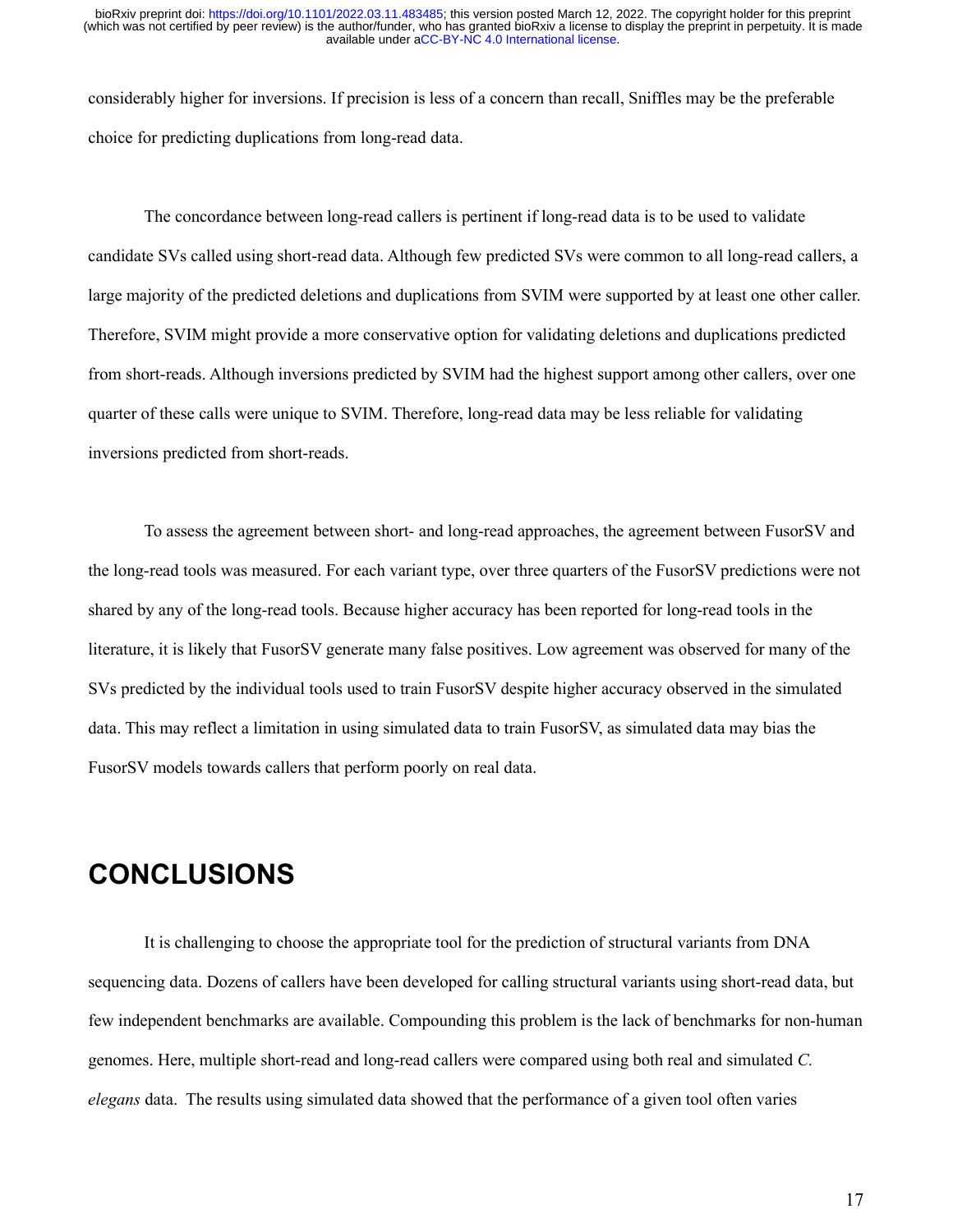considerably higher for inversions. If precision is less of a concern than recall, Sniffles may be the preferable choice for predicting duplications from long-read data.

The concordance between long-read callers is pertinent if long-read data is to be used to validate candidate SVs called using short-read data. Although few predicted SVs were common to all long-read callers, a large majority of the predicted deletions and duplications from SVIM were supported by at least one other caller. Therefore, SVIM might provide a more conservative option for validating deletions and duplications predicted from short-reads. Although inversions predicted by SVIM had the highest support among other callers, over one quarter of these calls were unique to SVIM. Therefore, long-read data may be less reliable for validating inversions predicted from short-reads.

To assess the agreement between short- and long-read approaches, the agreement between FusorSV and the long-read tools was measured. For each variant type, over three quarters of the FusorSV predictions were not shared by any of the long-read tools. Because higher accuracy has been reported for long-read tools in the literature, it is likely that FusorSV generate many false positives. Low agreement was observed for many of the SVs predicted by the individual tools used to train FusorSV despite higher accuracy observed in the simulated data. This may reflect a limitation in using simulated data to train FusorSV, as simulated data may bias the FusorSV models towards callers that perform poorly on real data.

# CONCLUSIONS

It is challenging to choose the appropriate tool for the prediction of structural variants from DNA sequencing data. Dozens of callers have been developed for calling structural variants using short-read data, but few independent benchmarks are available. Compounding this problem is the lack of benchmarks for non-human genomes. Here, multiple short-read and long-read callers were compared using both real and simulated *C. elegans* data. The results using simulated data showed that the performance of a given tool often varies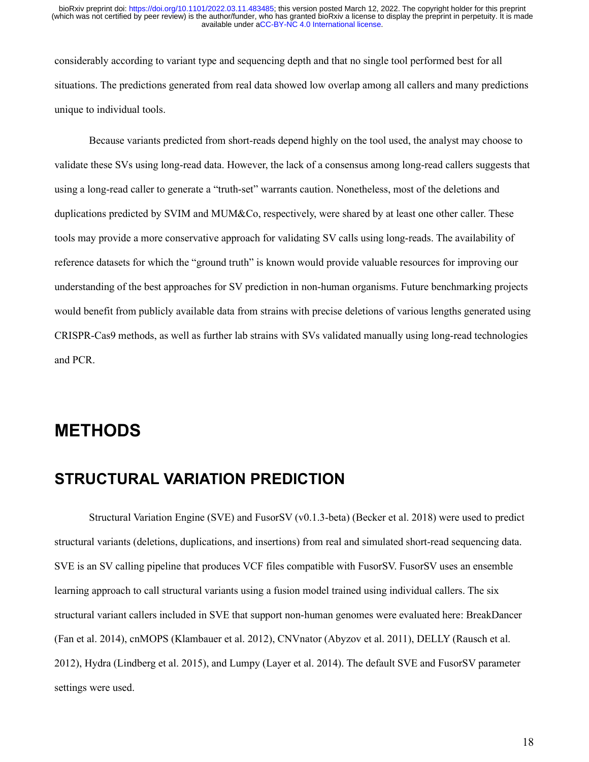considerably according to variant type and sequencing depth and that no single tool performed best for all situations. The predictions generated from real data showed low overlap among all callers and many predictions unique to individual tools.

Because variants predicted from short-reads depend highly on the tool used, the analyst may choose to validate these SVs using long-read data. However, the lack of a consensus among long-read callers suggests that using a long-read caller to generate a "truth-set" warrants caution. Nonetheless, most of the deletions and duplications predicted by SVIM and MUM&Co, respectively, were shared by at least one other caller. These tools may provide a more conservative approach for validating SV calls using long-reads. The availability of reference datasets for which the "ground truth" is known would provide valuable resources for improving our understanding of the best approaches for SV prediction in non-human organisms. Future benchmarking projects would benefit from publicly available data from strains with precise deletions of various lengths generated using CRISPR-Cas9 methods, as well as further lab strains with SVs validated manually using long-read technologies and PCR.

# METHODS

## STRUCTURAL VARIATION PREDICTION

Structural Variation Engine (SVE) and FusorSV (v0.1.3-beta) (Becker et al. 2018) were used to predict structural variants (deletions, duplications, and insertions) from real and simulated short-read sequencing data. SVE is an SV calling pipeline that produces VCF files compatible with FusorSV. FusorSV uses an ensemble learning approach to call structural variants using a fusion model trained using individual callers. The six structural variant callers included in SVE that support non-human genomes were evaluated here: BreakDancer (Fan et al. 2014), cnMOPS (Klambauer et al. 2012), CNVnator (Abyzov et al. 2011), DELLY (Rausch et al. 2012), Hydra (Lindberg et al. 2015), and Lumpy (Layer et al. 2014). The default SVE and FusorSV parameter settings were used.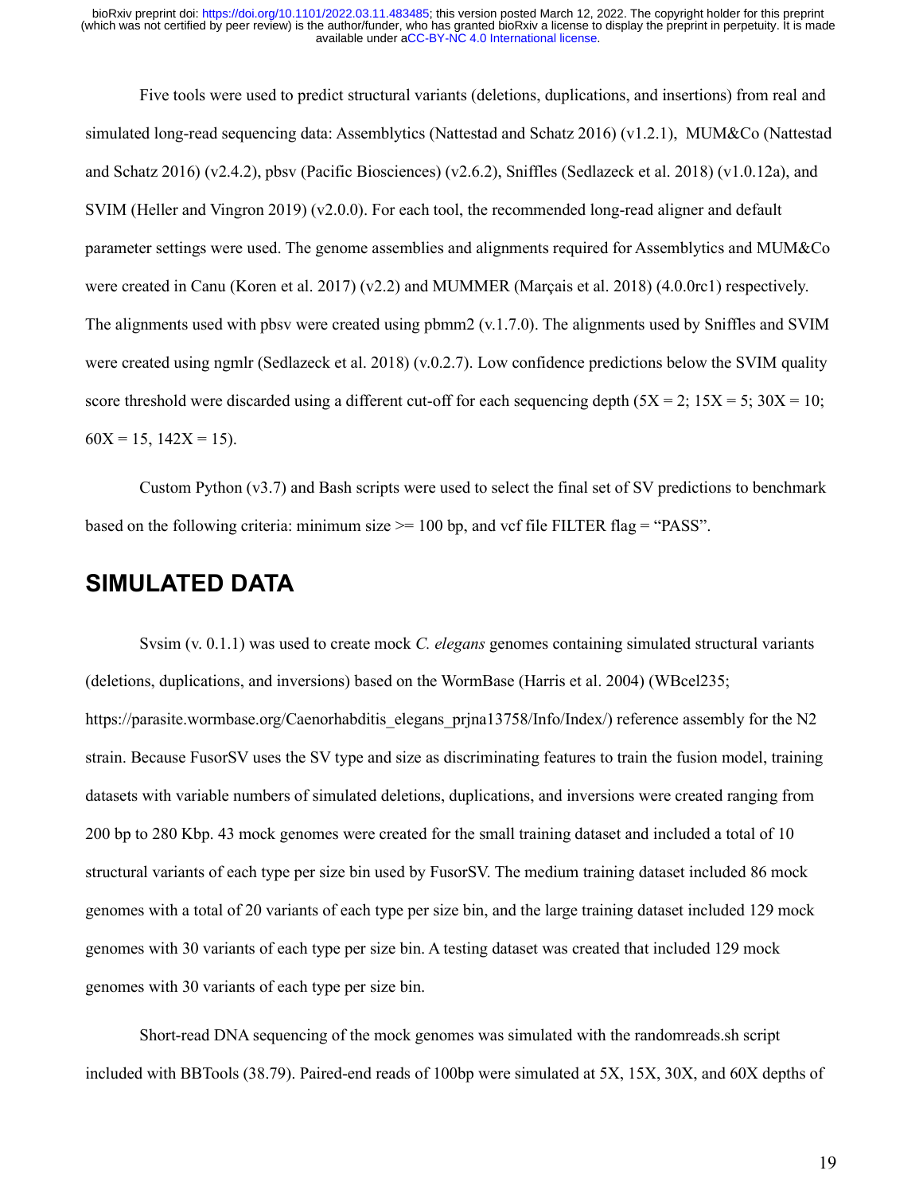Five tools were used to predict structural variants (deletions, duplications, and insertions) from real and simulated long-read sequencing data: Assemblytics (Nattestad and Schatz 2016) (v1.2.1), MUM&Co (Nattestad and Schatz 2016) (v2.4.2), pbsv (Pacific Biosciences) (v2.6.2), Sniffles (Sedlazeck et al. 2018) (v1.0.12a), and SVIM (Heller and Vingron 2019) (v2.0.0). For each tool, the recommended long-read aligner and default parameter settings were used. The genome assemblies and alignments required for Assemblytics and MUM&Co were created in Canu (Koren et al. 2017) (v2.2) and MUMMER (Marçais et al. 2018) (4.0.0rc1) respectively. The alignments used with pbsv were created using pbmm2 (v.1.7.0). The alignments used by Sniffles and SVIM were created using ngmlr (Sedlazeck et al. 2018) (v.0.2.7). Low confidence predictions below the SVIM quality score threshold were discarded using a different cut-off for each sequencing depth (5X = 2; 15X = 5; 30X = 10; 60X = 15, 142X = 15).

Custom Python (v3.7) and Bash scripts were used to select the final set of SV predictions to benchmark based on the following criteria: minimum size >= 100 bp, and vcf file FILTER flag = "PASS".

## SIMULATED DATA

Svsim (v. 0.1.1) was used to create mock *C. elegans* genomes containing simulated structural variants (deletions, duplications, and inversions) based on the WormBase (Harris et al. 2004) (WBcel235; https://parasite.wormbase.org/Caenorhabditis_elegans_prjna13758/Info/Index/) reference assembly for the N2 strain. Because FusorSV uses the SV type and size as discriminating features to train the fusion model, training datasets with variable numbers of simulated deletions, duplications, and inversions were created ranging from 200 bp to 280 Kbp. 43 mock genomes were created for the small training dataset and included a total of 10 structural variants of each type per size bin used by FusorSV. The medium training dataset included 86 mock genomes with a total of 20 variants of each type per size bin, and the large training dataset included 129 mock genomes with 30 variants of each type per size bin. A testing dataset was created that included 129 mock genomes with 30 variants of each type per size bin.

Short-read DNA sequencing of the mock genomes was simulated with the randomreads.sh script included with BBTools (38.79). Paired-end reads of 100bp were simulated at 5X, 15X, 30X, and 60X depths of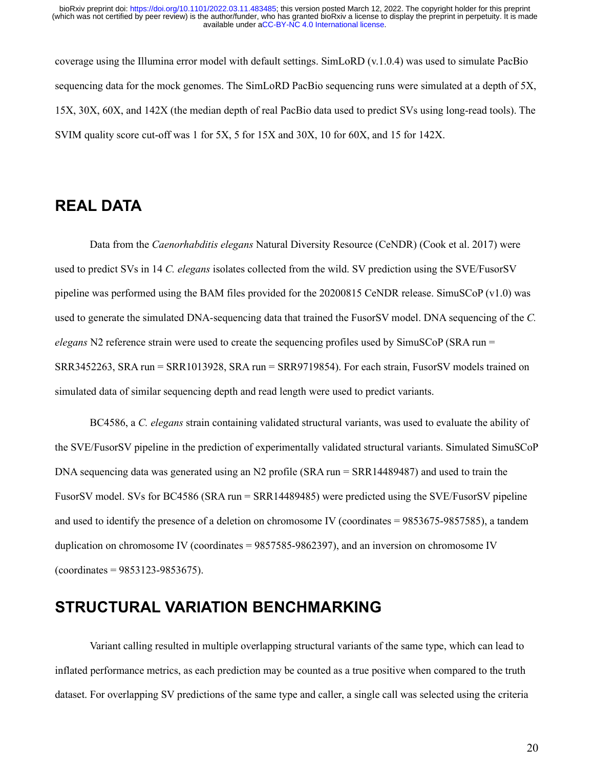coverage using the Illumina error model with default settings. SimLoRD (v.1.0.4) was used to simulate PacBio sequencing data for the mock genomes. The SimLoRD PacBio sequencing runs were simulated at a depth of 5X, 15X, 30X, 60X, and 142X (the median depth of real PacBio data used to predict SVs using long-read tools). The SVIM quality score cut-off was 1 for 5X, 5 for 15X and 30X, 10 for 60X, and 15 for 142X.

## REAL DATA

Data from the *Caenorhabditis elegans* Natural Diversity Resource (CeNDR) (Cook et al. 2017) were used to predict SVs in 14 *C. elegans* isolates collected from the wild. SV prediction using the SVE/FusorSV pipeline was performed using the BAM files provided for the 20200815 CeNDR release. SimuSCoP (v1.0) was used to generate the simulated DNA-sequencing data that trained the FusorSV model. DNA sequencing of the *C. elegans* N2 reference strain were used to create the sequencing profiles used by SimuSCoP (SRA run = SRR3452263, SRA run = SRR1013928, SRA run = SRR9719854). For each strain, FusorSV models trained on simulated data of similar sequencing depth and read length were used to predict variants.

BC4586, a *C. elegans* strain containing validated structural variants, was used to evaluate the ability of the SVE/FusorSV pipeline in the prediction of experimentally validated structural variants. Simulated SimuSCoP DNA sequencing data was generated using an N2 profile (SRA run = SRR14489487) and used to train the FusorSV model. SVs for BC4586 (SRA run = SRR14489485) were predicted using the SVE/FusorSV pipeline and used to identify the presence of a deletion on chromosome IV (coordinates = 9853675-9857585), a tandem duplication on chromosome IV (coordinates = 9857585-9862397), and an inversion on chromosome IV (coordinates = 9853123-9853675).

## STRUCTURAL VARIATION BENCHMARKING

Variant calling resulted in multiple overlapping structural variants of the same type, which can lead to inflated performance metrics, as each prediction may be counted as a true positive when compared to the truth dataset. For overlapping SV predictions of the same type and caller, a single call was selected using the criteria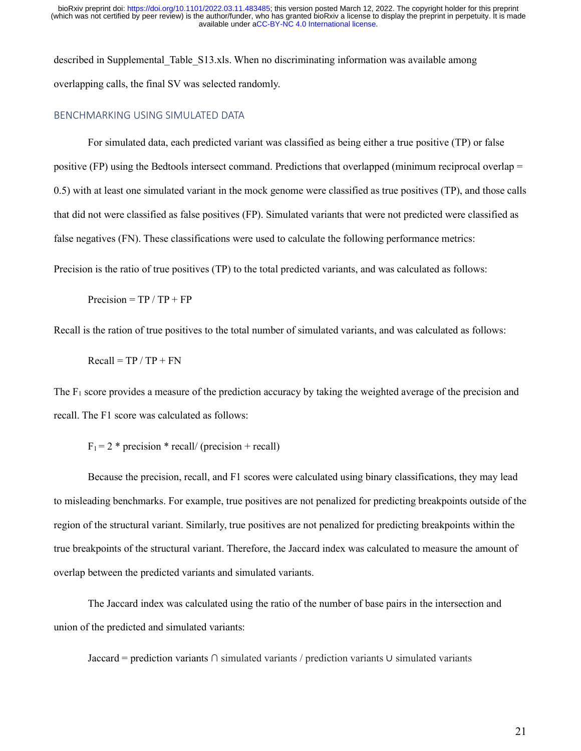described in Supplemental_Table_S13.xls. When no discriminating information was available among overlapping calls, the final SV was selected randomly.

## BENCHMARKING USING SIMULATED DATA

For simulated data, each predicted variant was classified as being either a true positive (TP) or false positive (FP) using the Bedtools intersect command. Predictions that overlapped (minimum reciprocal overlap = 0.5) with at least one simulated variant in the mock genome were classified as true positives (TP), and those calls that did not were classified as false positives (FP). Simulated variants that were not predicted were classified as false negatives (FN). These classifications were used to calculate the following performance metrics:

Precision is the ratio of true positives (TP) to the total predicted variants, and was calculated as follows:

$$\text{Precision} = TP / TP + FP$$

Recall is the ration of true positives to the total number of simulated variants, and was calculated as follows:

$$\text{Recall} = TP / TP + FN$$

The $F_1$ score provides a measure of the prediction accuracy by taking the weighted average of the precision and recall. The F1 score was calculated as follows:

$$F_1 = 2 * \text{precision} * \text{recall} / (\text{precision} + \text{recall})$$

Because the precision, recall, and F1 scores were calculated using binary classifications, they may lead to misleading benchmarks. For example, true positives are not penalized for predicting breakpoints outside of the region of the structural variant. Similarly, true positives are not penalized for predicting breakpoints within the true breakpoints of the structural variant. Therefore, the Jaccard index was calculated to measure the amount of overlap between the predicted variants and simulated variants.

The Jaccard index was calculated using the ratio of the number of base pairs in the intersection and union of the predicted and simulated variants:

$$\text{Jaccard} = \text{prediction variants} \cap \text{simulated variants} / \text{prediction variants} \cup \text{simulated variants}$$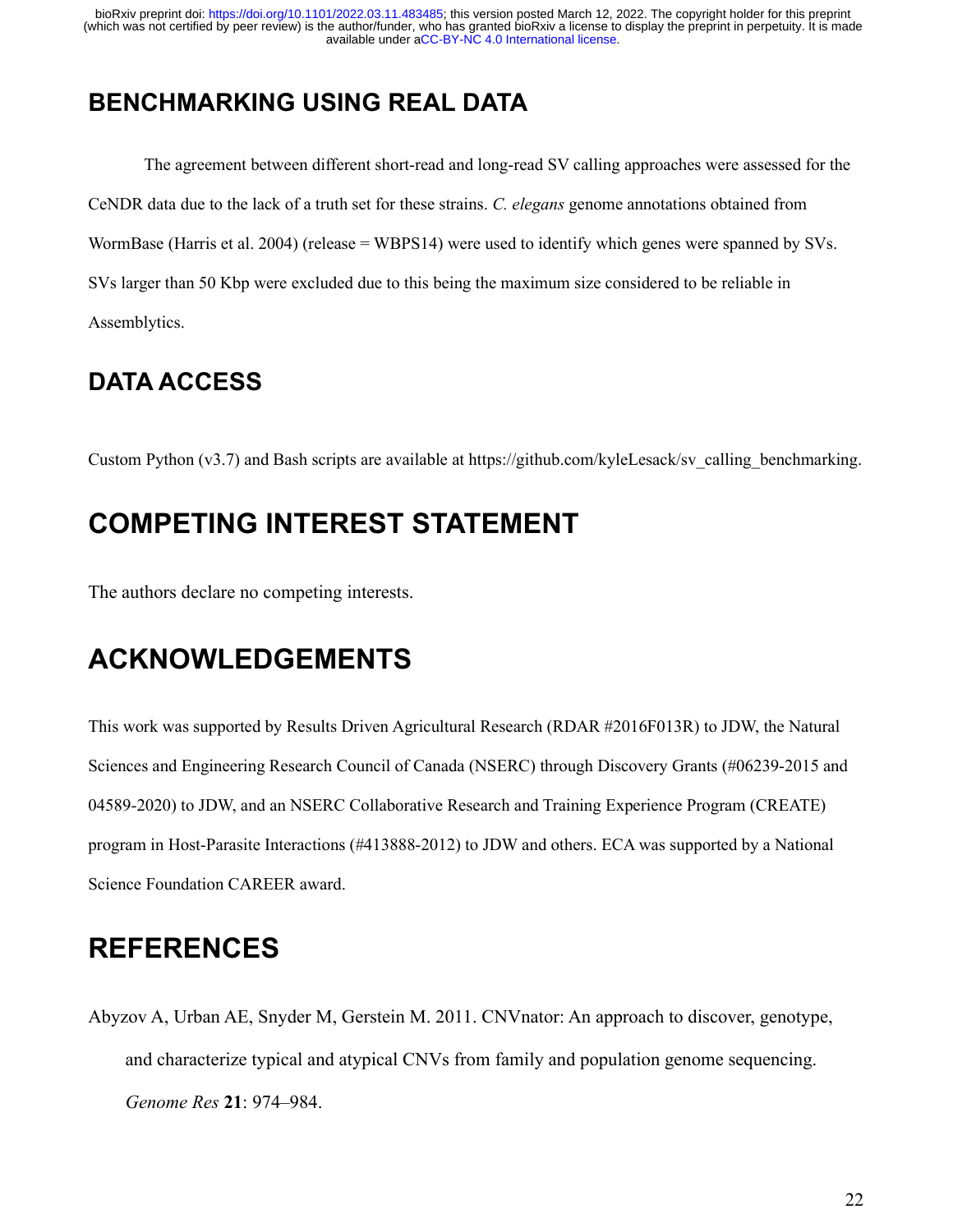## BENCHMARKING USING REAL DATA

The agreement between different short-read and long-read SV calling approaches were assessed for the CeNDR data due to the lack of a truth set for these strains. *C. elegans* genome annotations obtained from WormBase (Harris et al. 2004) (release = WBPS14) were used to identify which genes were spanned by SVs. SVs larger than 50 Kbp were excluded due to this being the maximum size considered to be reliable in Assemblytics.

## DATA ACCESS

Custom Python (v3.7) and Bash scripts are available at https://github.com/kyleLesack/sv_calling_benchmarking.

# COMPETING INTEREST STATEMENT

The authors declare no competing interests.

# ACKNOWLEDGEMENTS

This work was supported by Results Driven Agricultural Research (RDAR #2016F013R) to JDW, the Natural Sciences and Engineering Research Council of Canada (NSERC) through Discovery Grants (#06239-2015 and 04589-2020) to JDW, and an NSERC Collaborative Research and Training Experience Program (CREATE) program in Host-Parasite Interactions (#413888-2012) to JDW and others. ECA was supported by a National Science Foundation CAREER award.

# REFERENCES

Abyzov A, Urban AE, Snyder M, Gerstein M. 2011. CNVnator: An approach to discover, genotype, and characterize typical and atypical CNVs from family and population genome sequencing. *Genome Res* **21**: 974–984.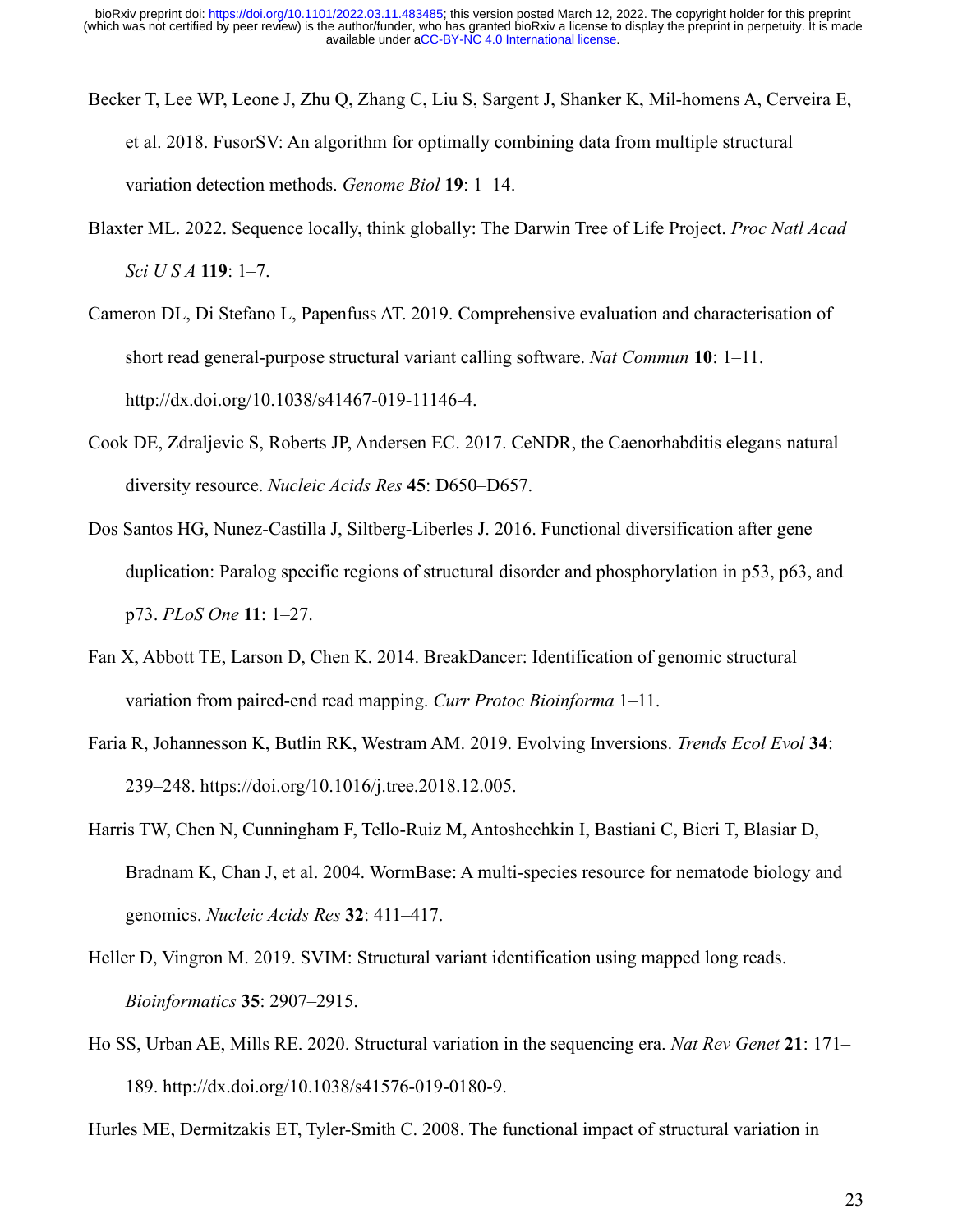Becker T, Lee WP, Leone J, Zhu Q, Zhang C, Liu S, Sargent J, Shanker K, Mil-homens A, Cerveira E, et al. 2018. FusorSV: An algorithm for optimally combining data from multiple structural variation detection methods. *Genome Biol* **19**: 1–14.

Blaxter ML. 2022. Sequence locally, think globally: The Darwin Tree of Life Project. *Proc Natl Acad Sci U S A* **119**: 1–7.

Cameron DL, Di Stefano L, Papenfuss AT. 2019. Comprehensive evaluation and characterisation of short read general-purpose structural variant calling software. *Nat Commun* **10**: 1–11. http://dx.doi.org/10.1038/s41467-019-11146-4.

Cook DE, Zdraljevic S, Roberts JP, Andersen EC. 2017. CeNDR, the Caenorhabditis elegans natural diversity resource. *Nucleic Acids Res* **45**: D650–D657.

Dos Santos HG, Nunez-Castilla J, Siltberg-Liberles J. 2016. Functional diversification after gene duplication: Paralog specific regions of structural disorder and phosphorylation in p53, p63, and p73. *PLoS One* **11**: 1–27.

Fan X, Abbott TE, Larson D, Chen K. 2014. BreakDancer: Identification of genomic structural variation from paired-end read mapping. *Curr Protoc Bioinforma* 1–11.

Faria R, Johannesson K, Butlin RK, Westram AM. 2019. Evolving Inversions. *Trends Ecol Evol* **34**: 239–248. https://doi.org/10.1016/j.tree.2018.12.005.

Harris TW, Chen N, Cunningham F, Tello-Ruiz M, Antoshechkin I, Bastiani C, Bieri T, Blasiar D, Bradnam K, Chan J, et al. 2004. WormBase: A multi-species resource for nematode biology and genomics. *Nucleic Acids Res* **32**: 411–417.

Heller D, Vingron M. 2019. SVIM: Structural variant identification using mapped long reads. *Bioinformatics* **35**: 2907–2915.

Ho SS, Urban AE, Mills RE. 2020. Structural variation in the sequencing era. *Nat Rev Genet* **21**: 171–189. http://dx.doi.org/10.1038/s41576-019-0180-9.

Hurles ME, Dermitzakis ET, Tyler-Smith C. 2008. The functional impact of structural variation in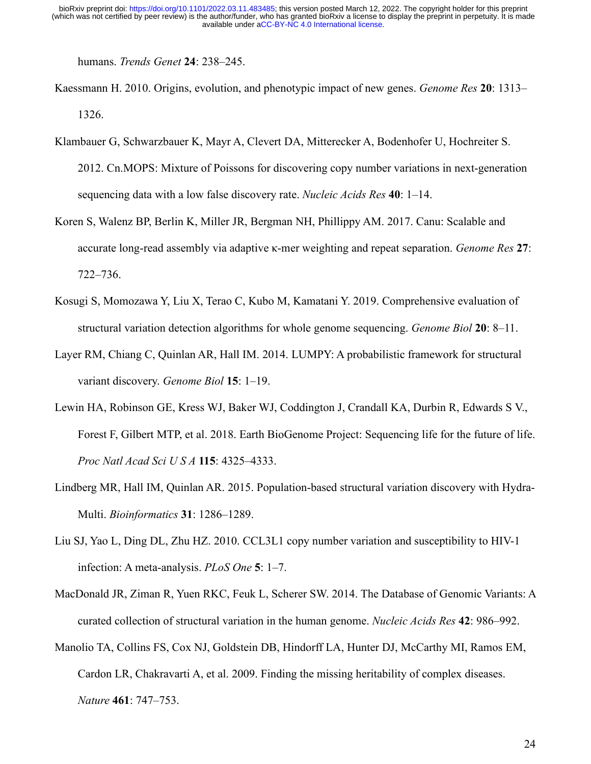humans. *Trends Genet* **24**: 238–245.

Kaessmann H. 2010. Origins, evolution, and phenotypic impact of new genes. *Genome Res* **20**: 1313–1326.

Klambauer G, Schwarzbauer K, Mayr A, Clevert DA, Mitterecker A, Bodenhofer U, Hochreiter S. 2012. Cn.MOPS: Mixture of Poissons for discovering copy number variations in next-generation sequencing data with a low false discovery rate. *Nucleic Acids Res* **40**: 1–14.

Koren S, Walenz BP, Berlin K, Miller JR, Bergman NH, Phillippy AM. 2017. Canu: Scalable and accurate long-read assembly via adaptive κ-mer weighting and repeat separation. *Genome Res* **27**: 722–736.

Kosugi S, Momozawa Y, Liu X, Terao C, Kubo M, Kamatani Y. 2019. Comprehensive evaluation of structural variation detection algorithms for whole genome sequencing. *Genome Biol* **20**: 8–11.

Layer RM, Chiang C, Quinlan AR, Hall IM. 2014. LUMPY: A probabilistic framework for structural variant discovery. *Genome Biol* **15**: 1–19.

Lewin HA, Robinson GE, Kress WJ, Baker WJ, Coddington J, Crandall KA, Durbin R, Edwards S V., Forest F, Gilbert MTP, et al. 2018. Earth BioGenome Project: Sequencing life for the future of life. *Proc Natl Acad Sci U S A* **115**: 4325–4333.

Lindberg MR, Hall IM, Quinlan AR. 2015. Population-based structural variation discovery with Hydra-Multi. *Bioinformatics* **31**: 1286–1289.

Liu SJ, Yao L, Ding DL, Zhu HZ. 2010. CCL3L1 copy number variation and susceptibility to HIV-1 infection: A meta-analysis. *PLoS One* **5**: 1–7.

MacDonald JR, Ziman R, Yuen RKC, Feuk L, Scherer SW. 2014. The Database of Genomic Variants: A curated collection of structural variation in the human genome. *Nucleic Acids Res* **42**: 986–992.

Manolio TA, Collins FS, Cox NJ, Goldstein DB, Hindorff LA, Hunter DJ, McCarthy MI, Ramos EM, Cardon LR, Chakravarti A, et al. 2009. Finding the missing heritability of complex diseases. *Nature* **461**: 747–753.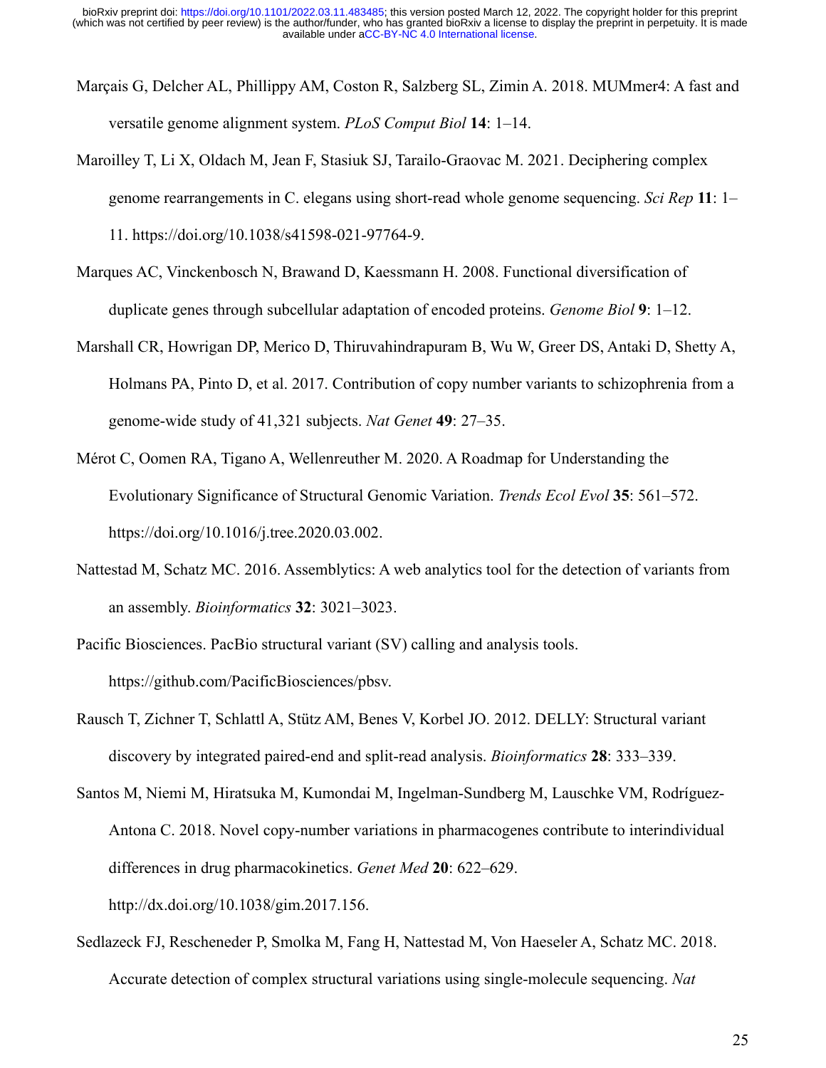Marçais G, Delcher AL, Phillippy AM, Coston R, Salzberg SL, Zimin A. 2018. MUMmer4: A fast and versatile genome alignment system. *PLoS Comput Biol* **14**: 1–14.

Maroilley T, Li X, Oldach M, Jean F, Stasiuk SJ, Tarailo-Graovac M. 2021. Deciphering complex genome rearrangements in C. elegans using short-read whole genome sequencing. *Sci Rep* **11**: 1–11. https://doi.org/10.1038/s41598-021-97764-9.

Marques AC, Vinckenbosch N, Brawand D, Kaessmann H. 2008. Functional diversification of duplicate genes through subcellular adaptation of encoded proteins. *Genome Biol* **9**: 1–12.

Marshall CR, Howrigan DP, Merico D, Thiruvahindrapuram B, Wu W, Greer DS, Antaki D, Shetty A, Holmans PA, Pinto D, et al. 2017. Contribution of copy number variants to schizophrenia from a genome-wide study of 41,321 subjects. *Nat Genet* **49**: 27–35.

Mérot C, Oomen RA, Tigano A, Wellenreuther M. 2020. A Roadmap for Understanding the Evolutionary Significance of Structural Genomic Variation. *Trends Ecol Evol* **35**: 561–572. https://doi.org/10.1016/j.tree.2020.03.002.

Nattestad M, Schatz MC. 2016. Assemblytics: A web analytics tool for the detection of variants from an assembly. *Bioinformatics* **32**: 3021–3023.

Pacific Biosciences. PacBio structural variant (SV) calling and analysis tools. https://github.com/PacificBiosciences/pbsv.

Rausch T, Zichner T, Schlattl A, Stütz AM, Benes V, Korbel JO. 2012. DELLY: Structural variant discovery by integrated paired-end and split-read analysis. *Bioinformatics* **28**: 333–339.

Santos M, Niemi M, Hiratsuka M, Kumondai M, Ingelman-Sundberg M, Lauschke VM, Rodríguez-Antona C. 2018. Novel copy-number variations in pharmacogenes contribute to interindividual differences in drug pharmacokinetics. *Genet Med* **20**: 622–629. http://dx.doi.org/10.1038/gim.2017.156.

Sedlazeck FJ, Rescheneder P, Smolka M, Fang H, Nattestad M, Von Haeseler A, Schatz MC. 2018. Accurate detection of complex structural variations using single-molecule sequencing. *Nat*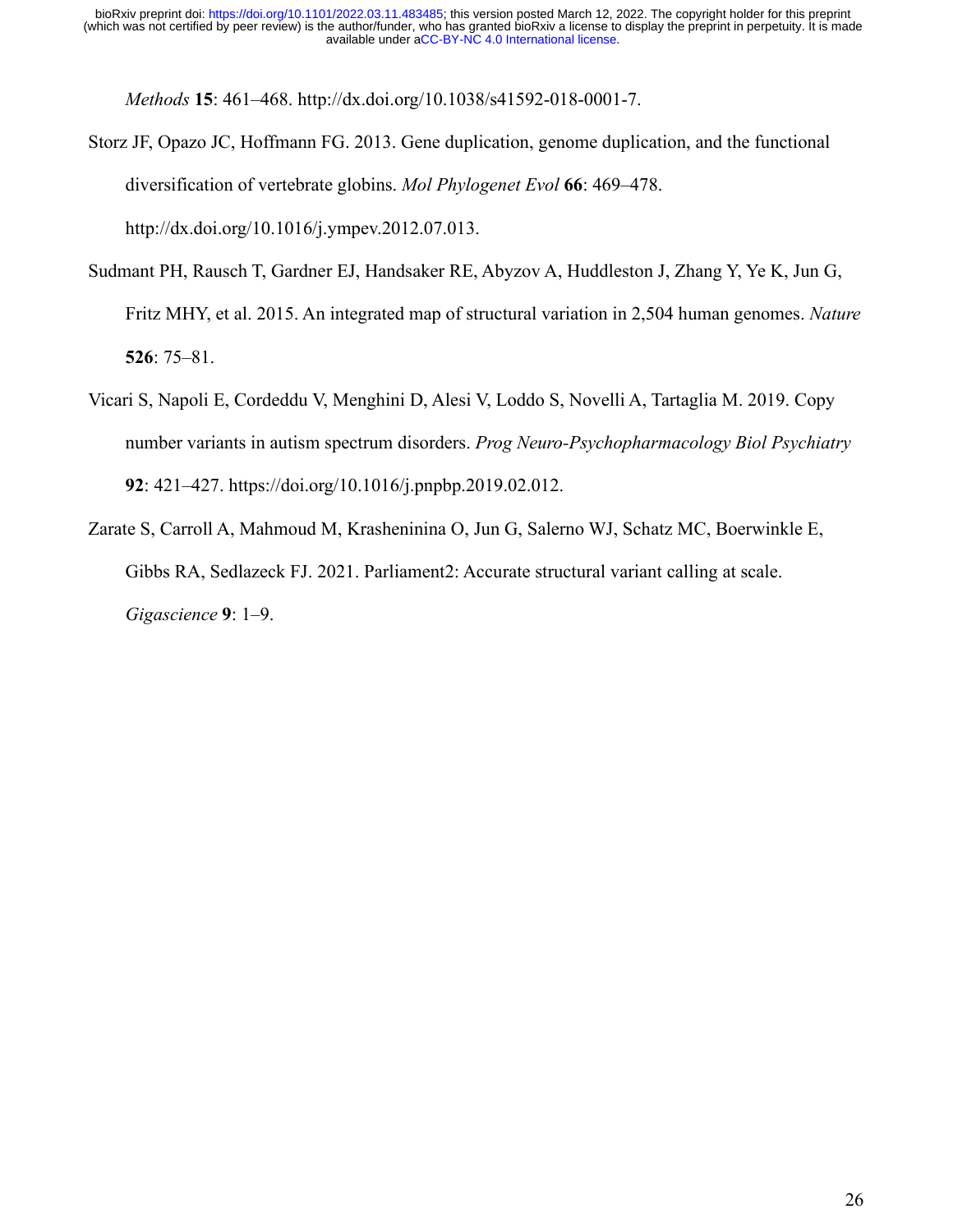*Methods* **15**: 461–468. http://dx.doi.org/10.1038/s41592-018-0001-7.

Storz JF, Opazo JC, Hoffmann FG. 2013. Gene duplication, genome duplication, and the functional diversification of vertebrate globins. *Mol Phylogenet Evol* **66**: 469–478. http://dx.doi.org/10.1016/j.ympev.2012.07.013.

Sudmant PH, Rausch T, Gardner EJ, Handsaker RE, Abyzov A, Huddleston J, Zhang Y, Ye K, Jun G, Fritz MHY, et al. 2015. An integrated map of structural variation in 2,504 human genomes. *Nature* **526**: 75–81.

Vicari S, Napoli E, Cordeddu V, Menghini D, Alesi V, Loddo S, Novelli A, Tartaglia M. 2019. Copy number variants in autism spectrum disorders. *Prog Neuro-Psychopharmacology Biol Psychiatry* **92**: 421–427. https://doi.org/10.1016/j.pnpbp.2019.02.012.

Zarate S, Carroll A, Mahmoud M, Krasheninina O, Jun G, Salerno WJ, Schatz MC, Boerwinkle E, Gibbs RA, Sedlazeck FJ. 2021. Parliament2: Accurate structural variant calling at scale. *Gigascience* **9**: 1–9.